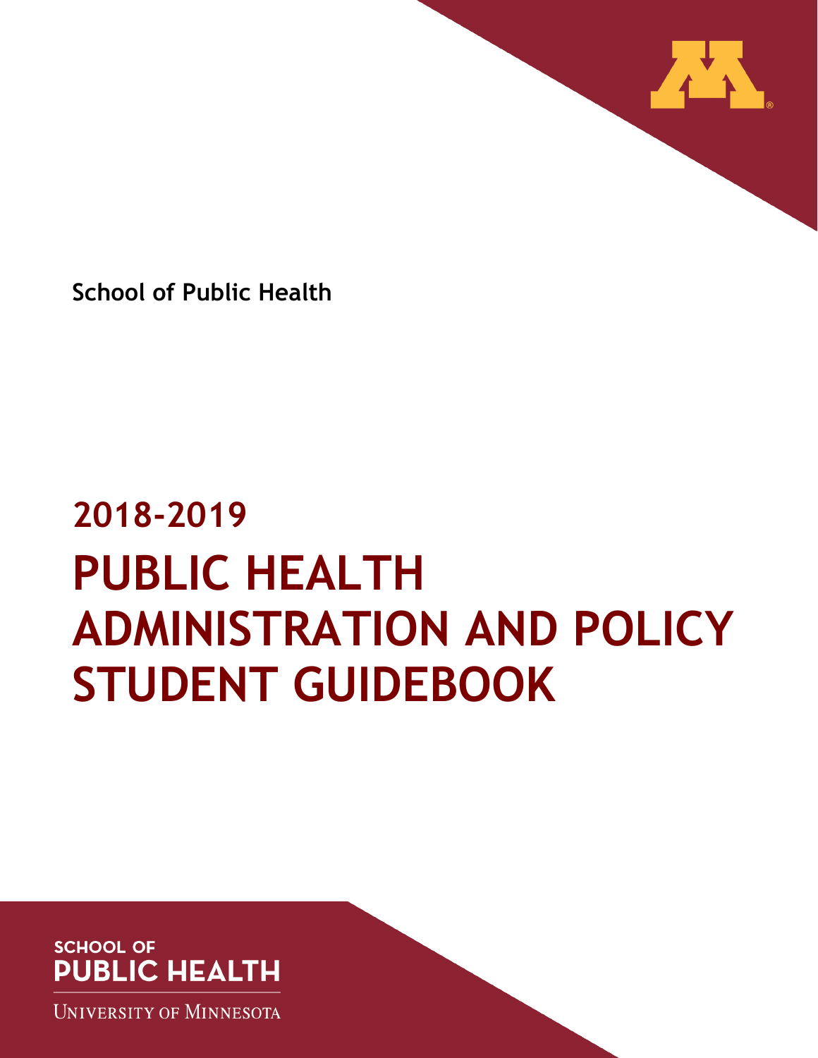School of Public Health

# 2018-2019

# PUBLIC HEALTH ADMINISTRATION AND POLICY STUDENT GUIDEBOOK

SCHOOL OF PUBLIC HEALTH

UNIVERSITY OF MINNESOTA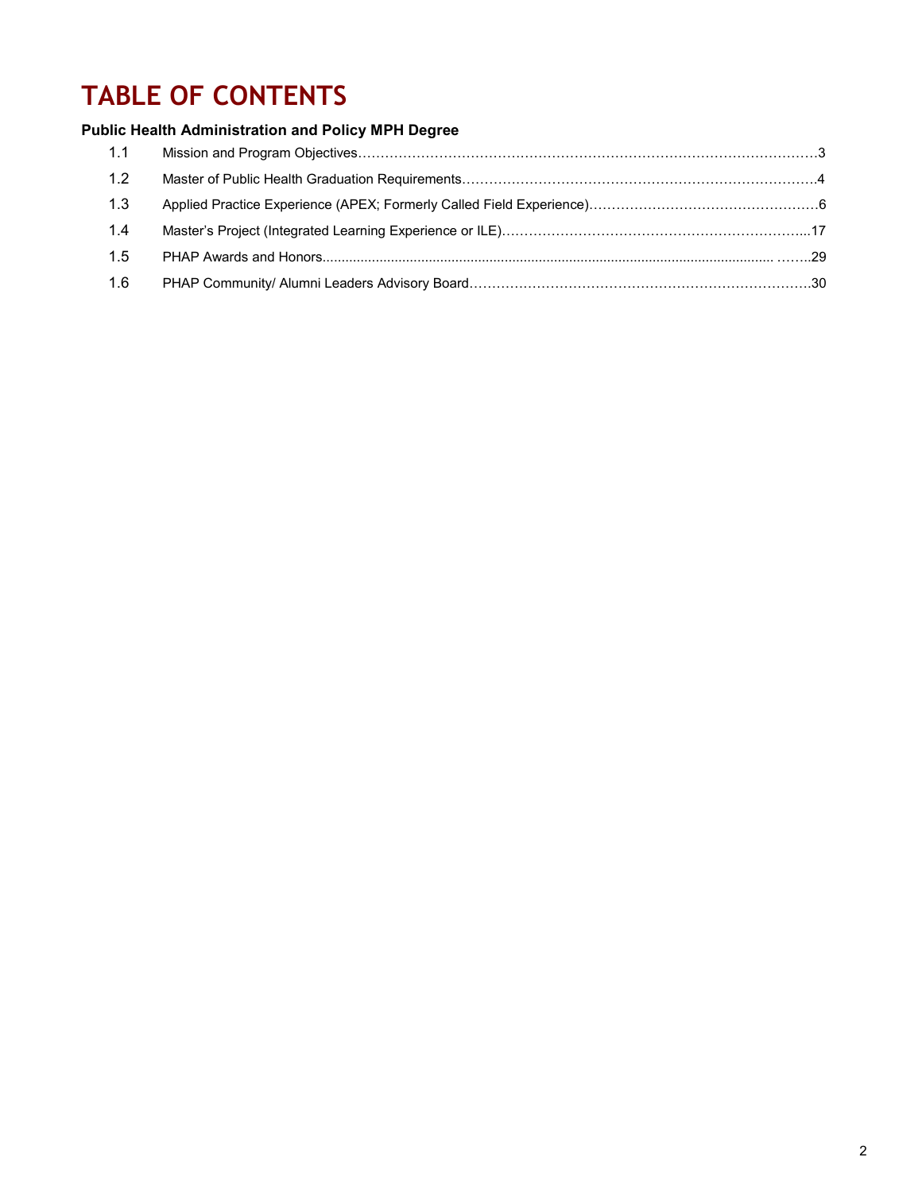# TABLE OF CONTENTS

**Public Health Administration and Policy MPH Degree**

- 1.1 Mission and Program Objectives……………………………………………………………………………………3
- 1.2 Master of Public Health Graduation Requirements……………………………………………………………………4
- 1.3 Applied Practice Experience (APEX; Formerly Called Field Experience)……………………………………………6
- 1.4 Master's Project (Integrated Learning Experience or ILE)…………………………………………………………...17
- 1.5 PHAP Awards and Honors.................................................................................................................... ……..29
- 1.6 PHAP Community/ Alumni Leaders Advisory Board…………………………………………………………………30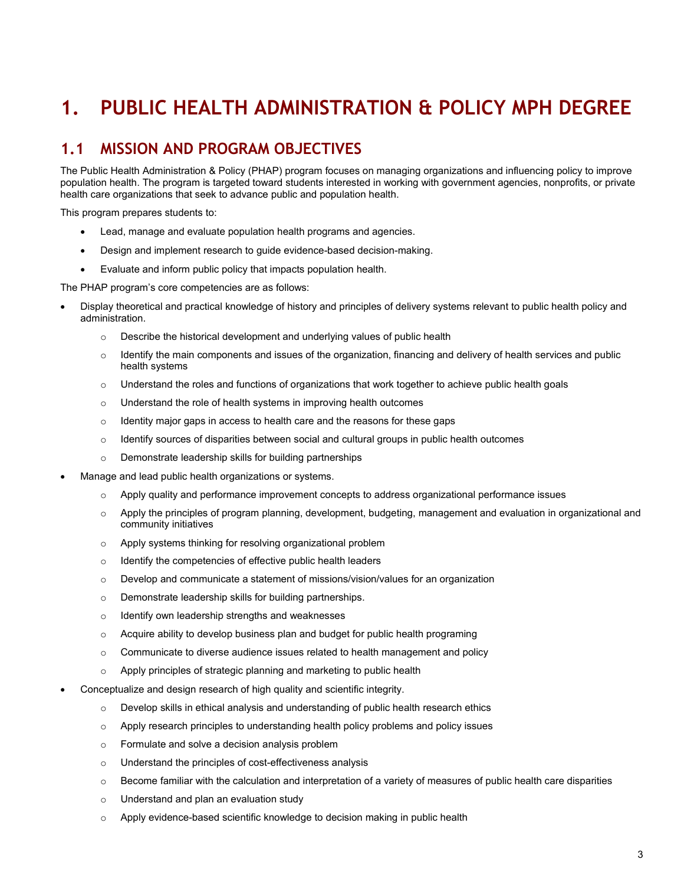# 1. PUBLIC HEALTH ADMINISTRATION & POLICY MPH DEGREE

## 1.1 MISSION AND PROGRAM OBJECTIVES

The Public Health Administration & Policy (PHAP) program focuses on managing organizations and influencing policy to improve population health. The program is targeted toward students interested in working with government agencies, nonprofits, or private health care organizations that seek to advance public and population health.

This program prepares students to:

- Lead, manage and evaluate population health programs and agencies.
- Design and implement research to guide evidence-based decision-making.
- Evaluate and inform public policy that impacts population health.

The PHAP program's core competencies are as follows:

- Display theoretical and practical knowledge of history and principles of delivery systems relevant to public health policy and administration.
  - Describe the historical development and underlying values of public health
  - Identify the main components and issues of the organization, financing and delivery of health services and public health systems
  - Understand the roles and functions of organizations that work together to achieve public health goals
  - Understand the role of health systems in improving health outcomes
  - Identity major gaps in access to health care and the reasons for these gaps
  - Identify sources of disparities between social and cultural groups in public health outcomes
  - Demonstrate leadership skills for building partnerships
- Manage and lead public health organizations or systems.
  - Apply quality and performance improvement concepts to address organizational performance issues
  - Apply the principles of program planning, development, budgeting, management and evaluation in organizational and community initiatives
  - Apply systems thinking for resolving organizational problem
  - Identify the competencies of effective public health leaders
  - Develop and communicate a statement of missions/vision/values for an organization
  - Demonstrate leadership skills for building partnerships.
  - Identify own leadership strengths and weaknesses
  - Acquire ability to develop business plan and budget for public health programing
  - Communicate to diverse audience issues related to health management and policy
  - Apply principles of strategic planning and marketing to public health
- Conceptualize and design research of high quality and scientific integrity.
  - Develop skills in ethical analysis and understanding of public health research ethics
  - Apply research principles to understanding health policy problems and policy issues
  - Formulate and solve a decision analysis problem
  - Understand the principles of cost-effectiveness analysis
  - Become familiar with the calculation and interpretation of a variety of measures of public health care disparities
  - Understand and plan an evaluation study
  - Apply evidence-based scientific knowledge to decision making in public health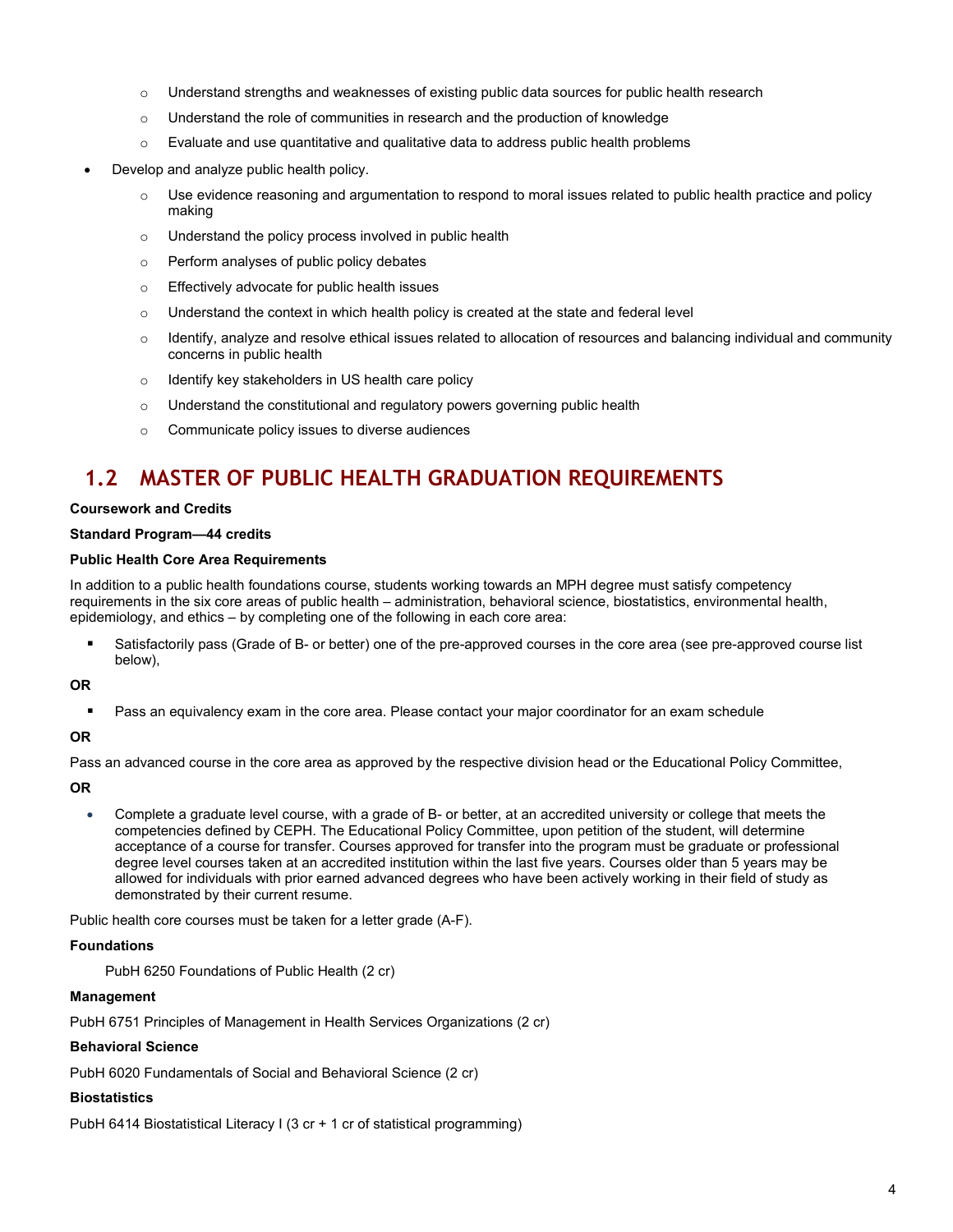- Understand strengths and weaknesses of existing public data sources for public health research
    - Understand the role of communities in research and the production of knowledge
    - Evaluate and use quantitative and qualitative data to address public health problems
- Develop and analyze public health policy.
    - Use evidence reasoning and argumentation to respond to moral issues related to public health practice and policy making
    - Understand the policy process involved in public health
    - Perform analyses of public policy debates
    - Effectively advocate for public health issues
    - Understand the context in which health policy is created at the state and federal level
    - Identify, analyze and resolve ethical issues related to allocation of resources and balancing individual and community concerns in public health
    - Identify key stakeholders in US health care policy
    - Understand the constitutional and regulatory powers governing public health
    - Communicate policy issues to diverse audiences

## 1.2 MASTER OF PUBLIC HEALTH GRADUATION REQUIREMENTS

**Coursework and Credits**

**Standard Program—44 credits**

**Public Health Core Area Requirements**

In addition to a public health foundations course, students working towards an MPH degree must satisfy competency requirements in the six core areas of public health – administration, behavioral science, biostatistics, environmental health, epidemiology, and ethics – by completing one of the following in each core area:

- Satisfactorily pass (Grade of B- or better) one of the pre-approved courses in the core area (see pre-approved course list below),

**OR**

- Pass an equivalency exam in the core area. Please contact your major coordinator for an exam schedule

**OR**

Pass an advanced course in the core area as approved by the respective division head or the Educational Policy Committee,

**OR**

- Complete a graduate level course, with a grade of B- or better, at an accredited university or college that meets the competencies defined by CEPH. The Educational Policy Committee, upon petition of the student, will determine acceptance of a course for transfer. Courses approved for transfer into the program must be graduate or professional degree level courses taken at an accredited institution within the last five years. Courses older than 5 years may be allowed for individuals with prior earned advanced degrees who have been actively working in their field of study as demonstrated by their current resume.

Public health core courses must be taken for a letter grade (A-F).

**Foundations**

PubH 6250 Foundations of Public Health (2 cr)

**Management**

PubH 6751 Principles of Management in Health Services Organizations (2 cr)

**Behavioral Science**

PubH 6020 Fundamentals of Social and Behavioral Science (2 cr)

**Biostatistics**

PubH 6414 Biostatistical Literacy I (3 cr + 1 cr of statistical programming)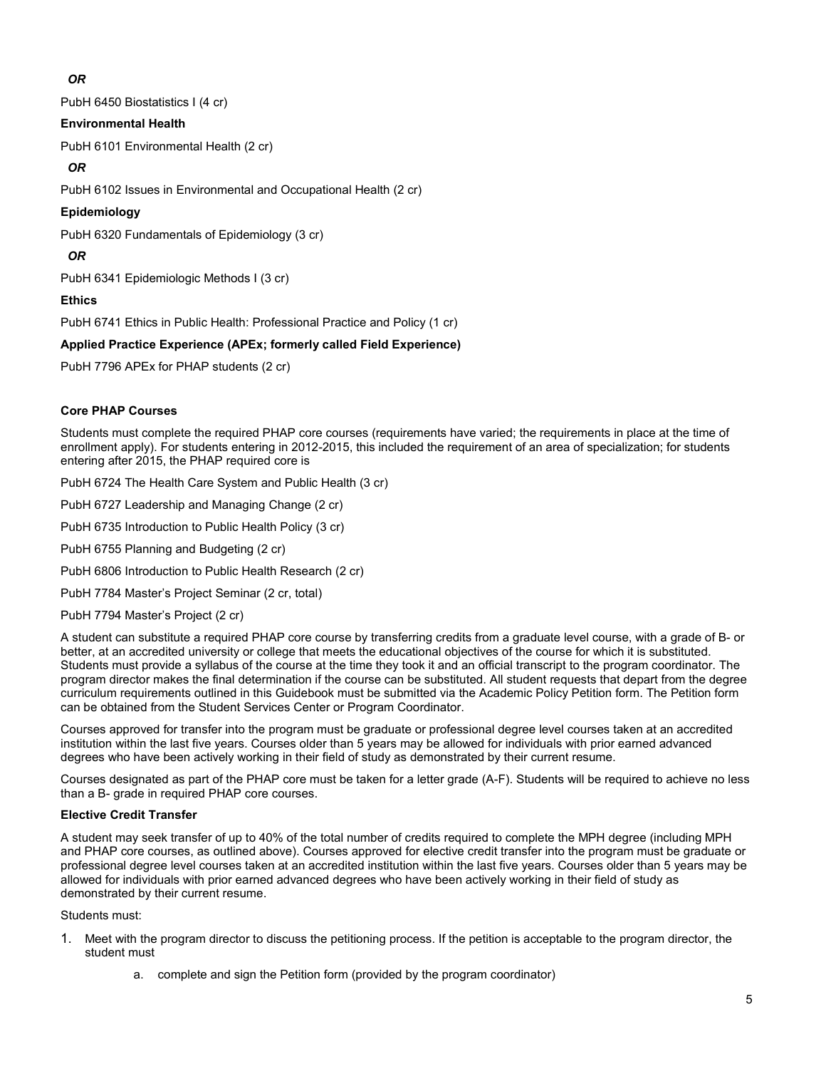*OR*

PubH 6450 Biostatistics I (4 cr)

**Environmental Health**

PubH 6101 Environmental Health (2 cr)

*OR*

PubH 6102 Issues in Environmental and Occupational Health (2 cr)

**Epidemiology**

PubH 6320 Fundamentals of Epidemiology (3 cr)

*OR*

PubH 6341 Epidemiologic Methods I (3 cr)

**Ethics**

PubH 6741 Ethics in Public Health: Professional Practice and Policy (1 cr)

**Applied Practice Experience (APEx; formerly called Field Experience)**

PubH 7796 APEx for PHAP students (2 cr)

**Core PHAP Courses**

Students must complete the required PHAP core courses (requirements have varied; the requirements in place at the time of enrollment apply). For students entering in 2012-2015, this included the requirement of an area of specialization; for students entering after 2015, the PHAP required core is

PubH 6724 The Health Care System and Public Health (3 cr)

PubH 6727 Leadership and Managing Change (2 cr)

PubH 6735 Introduction to Public Health Policy (3 cr)

PubH 6755 Planning and Budgeting (2 cr)

PubH 6806 Introduction to Public Health Research (2 cr)

PubH 7784 Master's Project Seminar (2 cr, total)

PubH 7794 Master's Project (2 cr)

A student can substitute a required PHAP core course by transferring credits from a graduate level course, with a grade of B- or better, at an accredited university or college that meets the educational objectives of the course for which it is substituted. Students must provide a syllabus of the course at the time they took it and an official transcript to the program coordinator. The program director makes the final determination if the course can be substituted. All student requests that depart from the degree curriculum requirements outlined in this Guidebook must be submitted via the Academic Policy Petition form. The Petition form can be obtained from the Student Services Center or Program Coordinator.

Courses approved for transfer into the program must be graduate or professional degree level courses taken at an accredited institution within the last five years. Courses older than 5 years may be allowed for individuals with prior earned advanced degrees who have been actively working in their field of study as demonstrated by their current resume.

Courses designated as part of the PHAP core must be taken for a letter grade (A-F). Students will be required to achieve no less than a B- grade in required PHAP core courses.

**Elective Credit Transfer**

A student may seek transfer of up to 40% of the total number of credits required to complete the MPH degree (including MPH and PHAP core courses, as outlined above). Courses approved for elective credit transfer into the program must be graduate or professional degree level courses taken at an accredited institution within the last five years. Courses older than 5 years may be allowed for individuals with prior earned advanced degrees who have been actively working in their field of study as demonstrated by their current resume.

Students must:

1. Meet with the program director to discuss the petitioning process. If the petition is acceptable to the program director, the student must
    a. complete and sign the Petition form (provided by the program coordinator)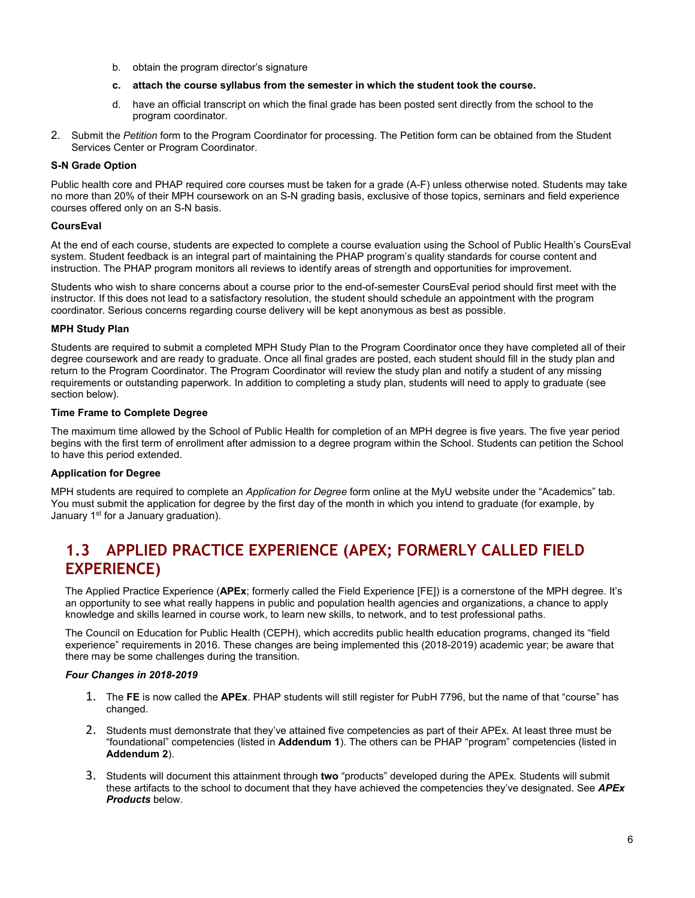b. obtain the program director's signature

c. **attach the course syllabus from the semester in which the student took the course.**

d. have an official transcript on which the final grade has been posted sent directly from the school to the program coordinator.

2. Submit the *Petition* form to the Program Coordinator for processing. The Petition form can be obtained from the Student Services Center or Program Coordinator.

**S-N Grade Option**

Public health core and PHAP required core courses must be taken for a grade (A-F) unless otherwise noted. Students may take no more than 20% of their MPH coursework on an S-N grading basis, exclusive of those topics, seminars and field experience courses offered only on an S-N basis.

**CoursEval**

At the end of each course, students are expected to complete a course evaluation using the School of Public Health's CoursEval system. Student feedback is an integral part of maintaining the PHAP program's quality standards for course content and instruction. The PHAP program monitors all reviews to identify areas of strength and opportunities for improvement.

Students who wish to share concerns about a course prior to the end-of-semester CoursEval period should first meet with the instructor. If this does not lead to a satisfactory resolution, the student should schedule an appointment with the program coordinator. Serious concerns regarding course delivery will be kept anonymous as best as possible.

**MPH Study Plan**

Students are required to submit a completed MPH Study Plan to the Program Coordinator once they have completed all of their degree coursework and are ready to graduate. Once all final grades are posted, each student should fill in the study plan and return to the Program Coordinator. The Program Coordinator will review the study plan and notify a student of any missing requirements or outstanding paperwork. In addition to completing a study plan, students will need to apply to graduate (see section below).

**Time Frame to Complete Degree**

The maximum time allowed by the School of Public Health for completion of an MPH degree is five years. The five year period begins with the first term of enrollment after admission to a degree program within the School. Students can petition the School to have this period extended.

**Application for Degree**

MPH students are required to complete an *Application for Degree* form online at the MyU website under the "Academics" tab. You must submit the application for degree by the first day of the month in which you intend to graduate (for example, by January 1st for a January graduation).

## 1.3 APPLIED PRACTICE EXPERIENCE (APEX; FORMERLY CALLED FIELD EXPERIENCE)

The Applied Practice Experience (**APEx**; formerly called the Field Experience [FE]) is a cornerstone of the MPH degree. It's an opportunity to see what really happens in public and population health agencies and organizations, a chance to apply knowledge and skills learned in course work, to learn new skills, to network, and to test professional paths.

The Council on Education for Public Health (CEPH), which accredits public health education programs, changed its "field experience" requirements in 2016. These changes are being implemented this (2018-2019) academic year; be aware that there may be some challenges during the transition.

***Four Changes in 2018-2019***

1. The **FE** is now called the **APEx**. PHAP students will still register for PubH 7796, but the name of that "course" has changed.
2. Students must demonstrate that they've attained five competencies as part of their APEx. At least three must be "foundational" competencies (listed in **Addendum 1**). The others can be PHAP "program" competencies (listed in **Addendum 2**).
3. Students will document this attainment through **two** "products" developed during the APEx. Students will submit these artifacts to the school to document that they have achieved the competencies they've designated. See ***APEx Products*** below.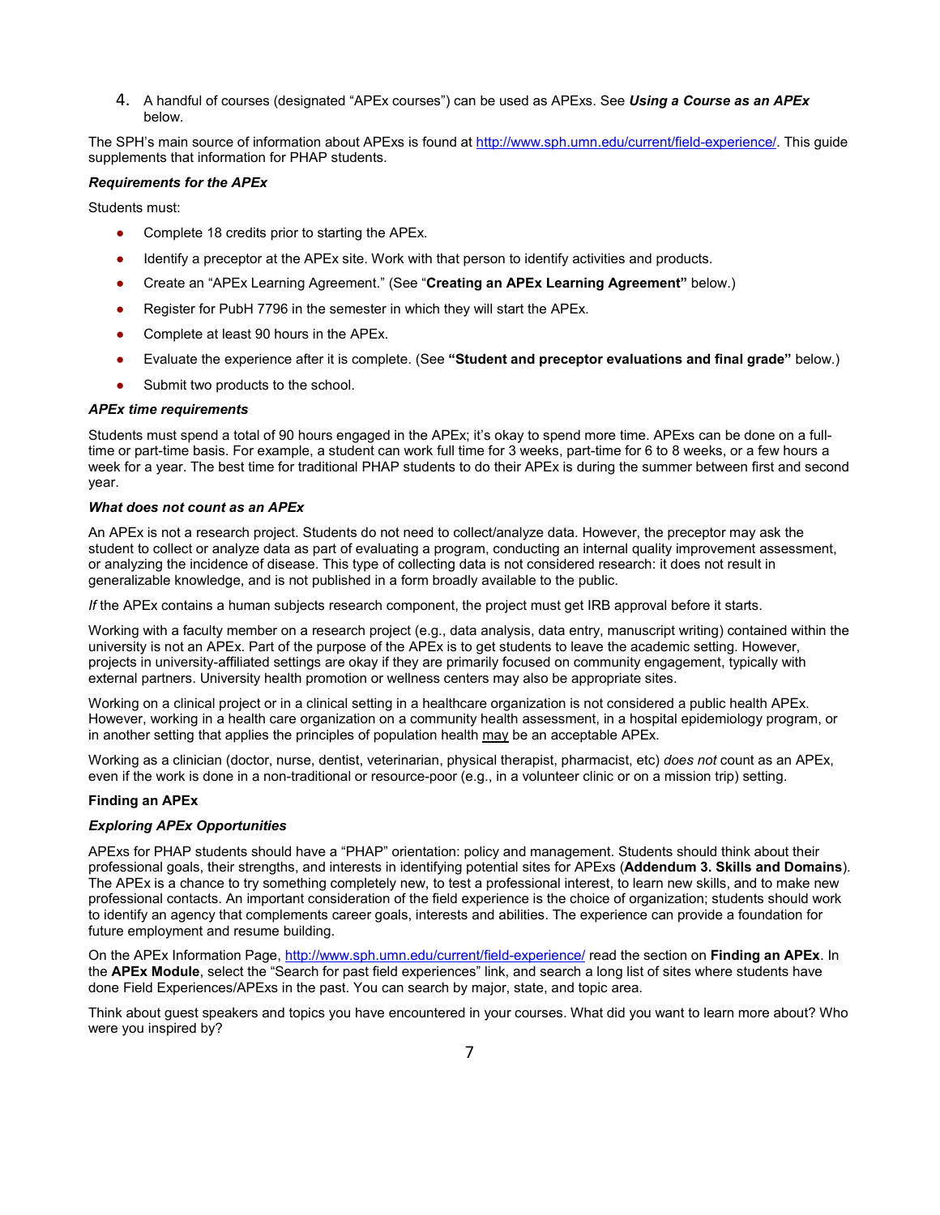4. A handful of courses (designated "APEx courses") can be used as APExs. See ***Using a Course as an APEx*** below.

The SPH's main source of information about APExs is found at http://www.sph.umn.edu/current/field-experience/. This guide supplements that information for PHAP students.

***Requirements for the APEx***

Students must:

- Complete 18 credits prior to starting the APEx.
- Identify a preceptor at the APEx site. Work with that person to identify activities and products.
- Create an "APEx Learning Agreement." (See "**Creating an APEx Learning Agreement"** below.)
- Register for PubH 7796 in the semester in which they will start the APEx.
- Complete at least 90 hours in the APEx.
- Evaluate the experience after it is complete. (See **"Student and preceptor evaluations and final grade"** below.)
- Submit two products to the school.

***APEx time requirements***

Students must spend a total of 90 hours engaged in the APEx; it's okay to spend more time. APExs can be done on a full-time or part-time basis. For example, a student can work full time for 3 weeks, part-time for 6 to 8 weeks, or a few hours a week for a year. The best time for traditional PHAP students to do their APEx is during the summer between first and second year.

***What does not count as an APEx***

An APEx is not a research project. Students do not need to collect/analyze data. However, the preceptor may ask the student to collect or analyze data as part of evaluating a program, conducting an internal quality improvement assessment, or analyzing the incidence of disease. This type of collecting data is not considered research: it does not result in generalizable knowledge, and is not published in a form broadly available to the public.

*If* the APEx contains a human subjects research component, the project must get IRB approval before it starts.

Working with a faculty member on a research project (e.g., data analysis, data entry, manuscript writing) contained within the university is not an APEx. Part of the purpose of the APEx is to get students to leave the academic setting. However, projects in university-affiliated settings are okay if they are primarily focused on community engagement, typically with external partners. University health promotion or wellness centers may also be appropriate sites.

Working on a clinical project or in a clinical setting in a healthcare organization is not considered a public health APEx. However, working in a health care organization on a community health assessment, in a hospital epidemiology program, or in another setting that applies the principles of population health may be an acceptable APEx.

Working as a clinician (doctor, nurse, dentist, veterinarian, physical therapist, pharmacist, etc) *does not* count as an APEx, even if the work is done in a non-traditional or resource-poor (e.g., in a volunteer clinic or on a mission trip) setting.

**Finding an APEx**

***Exploring APEx Opportunities***

APExs for PHAP students should have a "PHAP" orientation: policy and management. Students should think about their professional goals, their strengths, and interests in identifying potential sites for APExs (**Addendum 3. Skills and Domains**). The APEx is a chance to try something completely new, to test a professional interest, to learn new skills, and to make new professional contacts. An important consideration of the field experience is the choice of organization; students should work to identify an agency that complements career goals, interests and abilities. The experience can provide a foundation for future employment and resume building.

On the APEx Information Page, http://www.sph.umn.edu/current/field-experience/ read the section on **Finding an APEx**. In the **APEx Module**, select the "Search for past field experiences" link, and search a long list of sites where students have done Field Experiences/APExs in the past. You can search by major, state, and topic area.

Think about guest speakers and topics you have encountered in your courses. What did you want to learn more about? Who were you inspired by?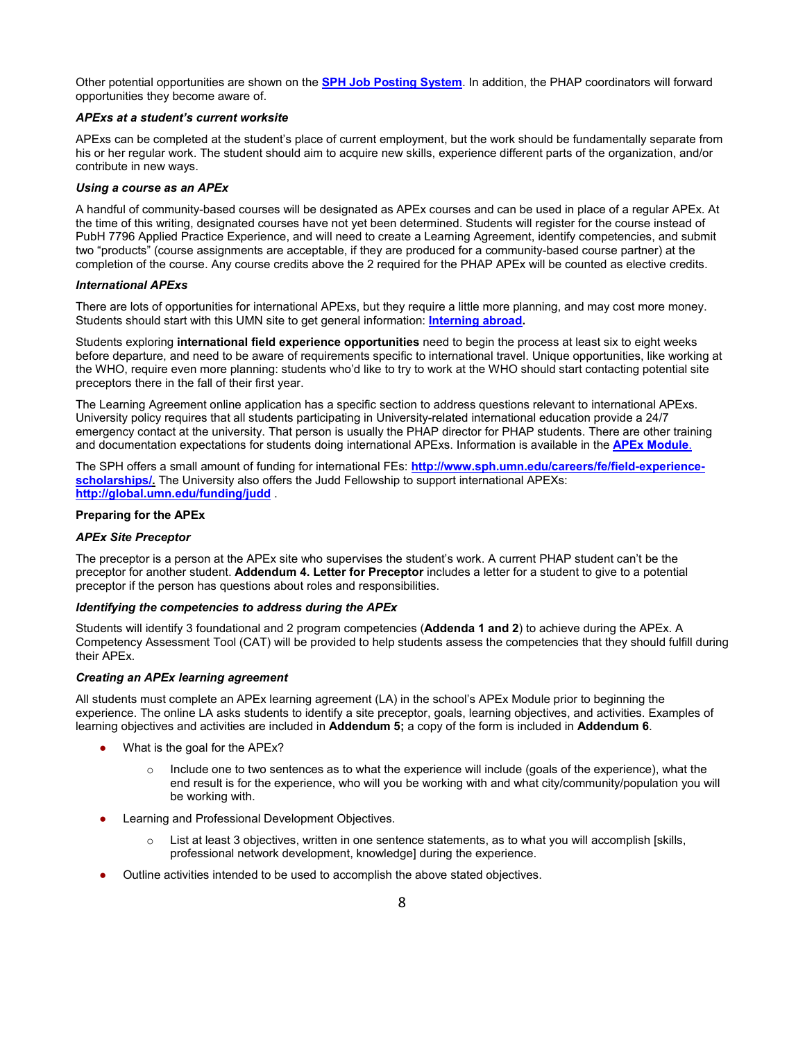Other potential opportunities are shown on the **[SPH Job Posting System](#)**. In addition, the PHAP coordinators will forward opportunities they become aware of.

#### *APExs at a student's current worksite*

APExs can be completed at the student's place of current employment, but the work should be fundamentally separate from his or her regular work. The student should aim to acquire new skills, experience different parts of the organization, and/or contribute in new ways.

#### *Using a course as an APEx*

A handful of community-based courses will be designated as APEx courses and can be used in place of a regular APEx. At the time of this writing, designated courses have not yet been determined. Students will register for the course instead of PubH 7796 Applied Practice Experience, and will need to create a Learning Agreement, identify competencies, and submit two "products" (course assignments are acceptable, if they are produced for a community-based course partner) at the completion of the course. Any course credits above the 2 required for the PHAP APEx will be counted as elective credits.

#### *International APExs*

There are lots of opportunities for international APExs, but they require a little more planning, and may cost more money. Students should start with this UMN site to get general information: **[Interning abroad](#).**

Students exploring **international field experience opportunities** need to begin the process at least six to eight weeks before departure, and need to be aware of requirements specific to international travel. Unique opportunities, like working at the WHO, require even more planning: students who'd like to try to work at the WHO should start contacting potential site preceptors there in the fall of their first year.

The Learning Agreement online application has a specific section to address questions relevant to international APExs. University policy requires that all students participating in University-related international education provide a 24/7 emergency contact at the university. That person is usually the PHAP director for PHAP students. There are other training and documentation expectations for students doing international APExs. Information is available in the **[APEx Module](#).**

The SPH offers a small amount of funding for international FEs: **http://www.sph.umn.edu/careers/fe/field-experience-scholarships/.** The University also offers the Judd Fellowship to support international APEXs: **http://global.umn.edu/funding/judd** .

### Preparing for the APEx

#### *APEx Site Preceptor*

The preceptor is a person at the APEx site who supervises the student's work. A current PHAP student can't be the preceptor for another student. **Addendum 4. Letter for Preceptor** includes a letter for a student to give to a potential preceptor if the person has questions about roles and responsibilities.

#### *Identifying the competencies to address during the APEx*

Students will identify 3 foundational and 2 program competencies (**Addenda 1 and 2**) to achieve during the APEx. A Competency Assessment Tool (CAT) will be provided to help students assess the competencies that they should fulfill during their APEx.

#### *Creating an APEx learning agreement*

All students must complete an APEx learning agreement (LA) in the school's APEx Module prior to beginning the experience. The online LA asks students to identify a site preceptor, goals, learning objectives, and activities. Examples of learning objectives and activities are included in **Addendum 5;** a copy of the form is included in **Addendum 6**.

- What is the goal for the APEx?
  - Include one to two sentences as to what the experience will include (goals of the experience), what the end result is for the experience, who will you be working with and what city/community/population you will be working with.
- Learning and Professional Development Objectives.
  - List at least 3 objectives, written in one sentence statements, as to what you will accomplish [skills, professional network development, knowledge] during the experience.
- Outline activities intended to be used to accomplish the above stated objectives.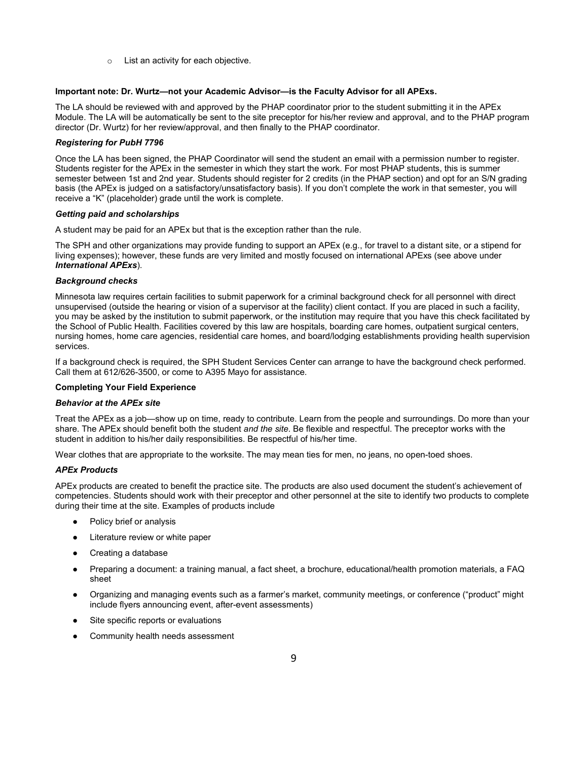- List an activity for each objective.

**Important note: Dr. Wurtz—not your Academic Advisor—is the Faculty Advisor for all APExs.**

The LA should be reviewed with and approved by the PHAP coordinator prior to the student submitting it in the APEx Module. The LA will be automatically be sent to the site preceptor for his/her review and approval, and to the PHAP program director (Dr. Wurtz) for her review/approval, and then finally to the PHAP coordinator.

***Registering for PubH 7796***

Once the LA has been signed, the PHAP Coordinator will send the student an email with a permission number to register. Students register for the APEx in the semester in which they start the work. For most PHAP students, this is summer semester between 1st and 2nd year. Students should register for 2 credits (in the PHAP section) and opt for an S/N grading basis (the APEx is judged on a satisfactory/unsatisfactory basis). If you don't complete the work in that semester, you will receive a "K" (placeholder) grade until the work is complete.

***Getting paid and scholarships***

A student may be paid for an APEx but that is the exception rather than the rule.

The SPH and other organizations may provide funding to support an APEx (e.g., for travel to a distant site, or a stipend for living expenses); however, these funds are very limited and mostly focused on international APExs (see above under ***International APExs***).

***Background checks***

Minnesota law requires certain facilities to submit paperwork for a criminal background check for all personnel with direct unsupervised (outside the hearing or vision of a supervisor at the facility) client contact. If you are placed in such a facility, you may be asked by the institution to submit paperwork, or the institution may require that you have this check facilitated by the School of Public Health. Facilities covered by this law are hospitals, boarding care homes, outpatient surgical centers, nursing homes, home care agencies, residential care homes, and board/lodging establishments providing health supervision services.

If a background check is required, the SPH Student Services Center can arrange to have the background check performed. Call them at 612/626-3500, or come to A395 Mayo for assistance.

**Completing Your Field Experience**

***Behavior at the APEx site***

Treat the APEx as a job—show up on time, ready to contribute. Learn from the people and surroundings. Do more than your share. The APEx should benefit both the student *and the site*. Be flexible and respectful. The preceptor works with the student in addition to his/her daily responsibilities. Be respectful of his/her time.

Wear clothes that are appropriate to the worksite. The may mean ties for men, no jeans, no open-toed shoes.

***APEx Products***

APEx products are created to benefit the practice site. The products are also used document the student's achievement of competencies. Students should work with their preceptor and other personnel at the site to identify two products to complete during their time at the site. Examples of products include

- Policy brief or analysis
- Literature review or white paper
- Creating a database
- Preparing a document: a training manual, a fact sheet, a brochure, educational/health promotion materials, a FAQ sheet
- Organizing and managing events such as a farmer's market, community meetings, or conference ("product" might include flyers announcing event, after-event assessments)
- Site specific reports or evaluations
- Community health needs assessment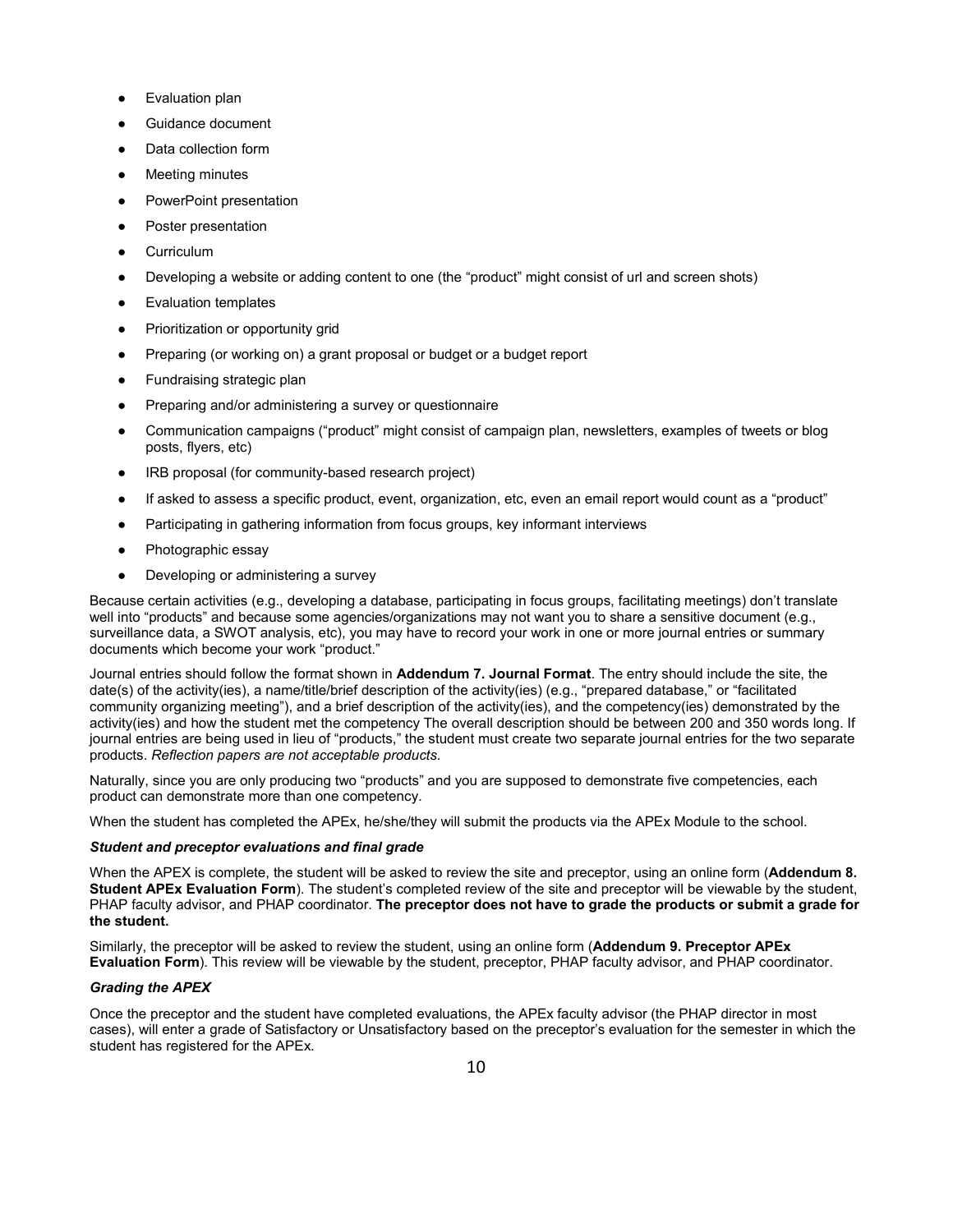- Evaluation plan
- Guidance document
- Data collection form
- Meeting minutes
- PowerPoint presentation
- Poster presentation
- Curriculum
- Developing a website or adding content to one (the "product" might consist of url and screen shots)
- Evaluation templates
- Prioritization or opportunity grid
- Preparing (or working on) a grant proposal or budget or a budget report
- Fundraising strategic plan
- Preparing and/or administering a survey or questionnaire
- Communication campaigns ("product" might consist of campaign plan, newsletters, examples of tweets or blog posts, flyers, etc)
- IRB proposal (for community-based research project)
- If asked to assess a specific product, event, organization, etc, even an email report would count as a "product"
- Participating in gathering information from focus groups, key informant interviews
- Photographic essay
- Developing or administering a survey

Because certain activities (e.g., developing a database, participating in focus groups, facilitating meetings) don't translate well into "products" and because some agencies/organizations may not want you to share a sensitive document (e.g., surveillance data, a SWOT analysis, etc), you may have to record your work in one or more journal entries or summary documents which become your work "product."

Journal entries should follow the format shown in **Addendum 7. Journal Format**. The entry should include the site, the date(s) of the activity(ies), a name/title/brief description of the activity(ies) (e.g., "prepared database," or "facilitated community organizing meeting"), and a brief description of the activity(ies), and the competency(ies) demonstrated by the activity(ies) and how the student met the competency The overall description should be between 200 and 350 words long. If journal entries are being used in lieu of "products," the student must create two separate journal entries for the two separate products. *Reflection papers are not acceptable products.*

Naturally, since you are only producing two "products" and you are supposed to demonstrate five competencies, each product can demonstrate more than one competency.

When the student has completed the APEx, he/she/they will submit the products via the APEx Module to the school.

***Student and preceptor evaluations and final grade***

When the APEX is complete, the student will be asked to review the site and preceptor, using an online form (**Addendum 8. Student APEx Evaluation Form**). The student's completed review of the site and preceptor will be viewable by the student, PHAP faculty advisor, and PHAP coordinator. **The preceptor does not have to grade the products or submit a grade for the student.**

Similarly, the preceptor will be asked to review the student, using an online form (**Addendum 9. Preceptor APEx Evaluation Form**). This review will be viewable by the student, preceptor, PHAP faculty advisor, and PHAP coordinator.

***Grading the APEX***

Once the preceptor and the student have completed evaluations, the APEx faculty advisor (the PHAP director in most cases), will enter a grade of Satisfactory or Unsatisfactory based on the preceptor's evaluation for the semester in which the student has registered for the APEx.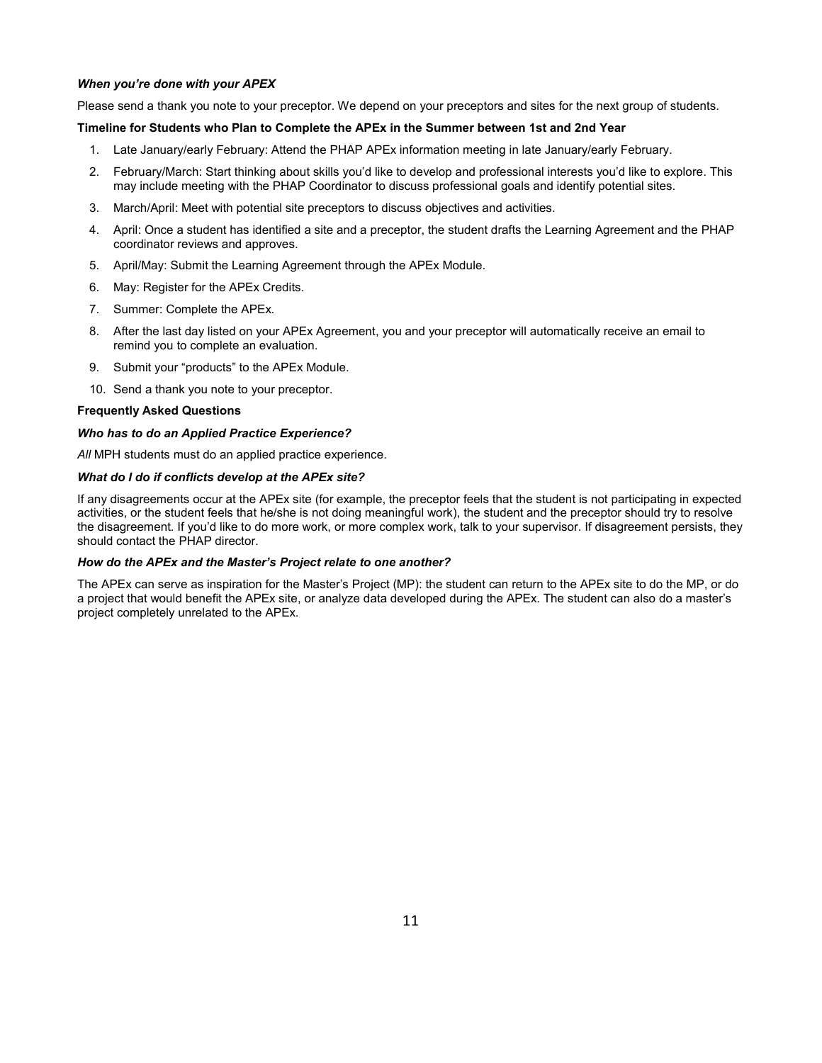### *When you're done with your APEX*

Please send a thank you note to your preceptor. We depend on your preceptors and sites for the next group of students.

**Timeline for Students who Plan to Complete the APEx in the Summer between 1st and 2nd Year**

1. Late January/early February: Attend the PHAP APEx information meeting in late January/early February.
2. February/March: Start thinking about skills you'd like to develop and professional interests you'd like to explore. This may include meeting with the PHAP Coordinator to discuss professional goals and identify potential sites.
3. March/April: Meet with potential site preceptors to discuss objectives and activities.
4. April: Once a student has identified a site and a preceptor, the student drafts the Learning Agreement and the PHAP coordinator reviews and approves.
5. April/May: Submit the Learning Agreement through the APEx Module.
6. May: Register for the APEx Credits.
7. Summer: Complete the APEx.
8. After the last day listed on your APEx Agreement, you and your preceptor will automatically receive an email to remind you to complete an evaluation.
9. Submit your "products" to the APEx Module.
10. Send a thank you note to your preceptor.

**Frequently Asked Questions**

### *Who has to do an Applied Practice Experience?*

*All* MPH students must do an applied practice experience.

### *What do I do if conflicts develop at the APEx site?*

If any disagreements occur at the APEx site (for example, the preceptor feels that the student is not participating in expected activities, or the student feels that he/she is not doing meaningful work), the student and the preceptor should try to resolve the disagreement. If you'd like to do more work, or more complex work, talk to your supervisor. If disagreement persists, they should contact the PHAP director.

### *How do the APEx and the Master's Project relate to one another?*

The APEx can serve as inspiration for the Master's Project (MP): the student can return to the APEx site to do the MP, or do a project that would benefit the APEx site, or analyze data developed during the APEx. The student can also do a master's project completely unrelated to the APEx.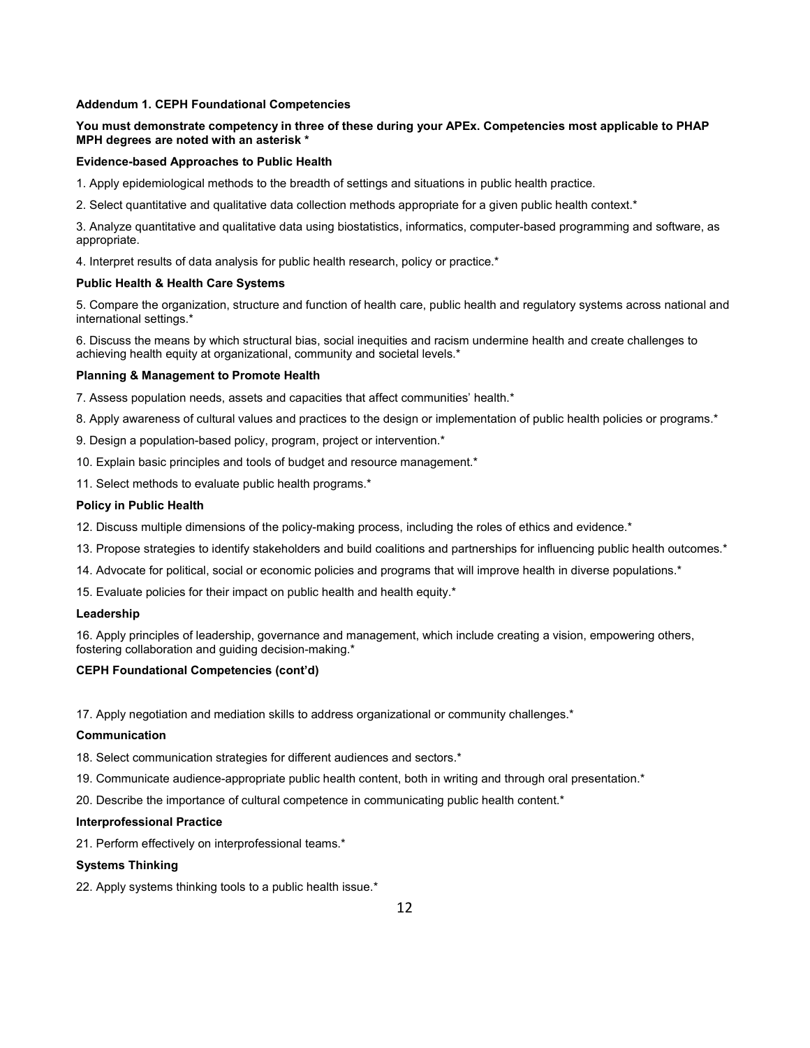## Addendum 1. CEPH Foundational Competencies

**You must demonstrate competency in three of these during your APEx. Competencies most applicable to PHAP MPH degrees are noted with an asterisk \***

### Evidence-based Approaches to Public Health

1. Apply epidemiological methods to the breadth of settings and situations in public health practice.
2. Select quantitative and qualitative data collection methods appropriate for a given public health context.*
3. Analyze quantitative and qualitative data using biostatistics, informatics, computer-based programming and software, as appropriate.
4. Interpret results of data analysis for public health research, policy or practice.*

### Public Health & Health Care Systems

5. Compare the organization, structure and function of health care, public health and regulatory systems across national and international settings.*
6. Discuss the means by which structural bias, social inequities and racism undermine health and create challenges to achieving health equity at organizational, community and societal levels.*

### Planning & Management to Promote Health

7. Assess population needs, assets and capacities that affect communities' health.*
8. Apply awareness of cultural values and practices to the design or implementation of public health policies or programs.*
9. Design a population-based policy, program, project or intervention.*
10. Explain basic principles and tools of budget and resource management.*
11. Select methods to evaluate public health programs.*

### Policy in Public Health

12. Discuss multiple dimensions of the policy-making process, including the roles of ethics and evidence.*
13. Propose strategies to identify stakeholders and build coalitions and partnerships for influencing public health outcomes.*
14. Advocate for political, social or economic policies and programs that will improve health in diverse populations.*
15. Evaluate policies for their impact on public health and health equity.*

### Leadership

16. Apply principles of leadership, governance and management, which include creating a vision, empowering others, fostering collaboration and guiding decision-making.*

### CEPH Foundational Competencies (cont'd)

17. Apply negotiation and mediation skills to address organizational or community challenges.*

### Communication

18. Select communication strategies for different audiences and sectors.*
19. Communicate audience-appropriate public health content, both in writing and through oral presentation.*
20. Describe the importance of cultural competence in communicating public health content.*

### Interprofessional Practice

21. Perform effectively on interprofessional teams.*

### Systems Thinking

22. Apply systems thinking tools to a public health issue.*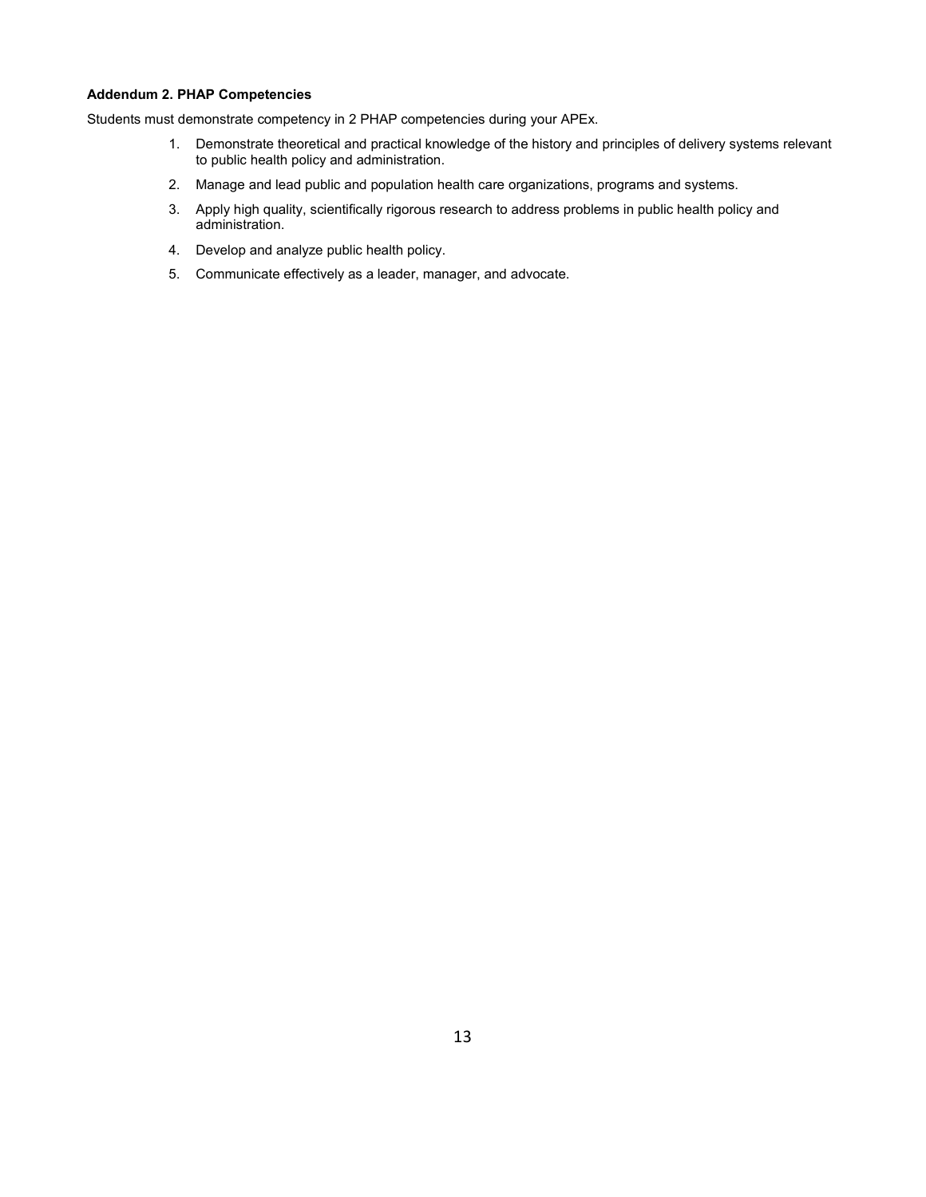**Addendum 2. PHAP Competencies**

Students must demonstrate competency in 2 PHAP competencies during your APEx.

1. Demonstrate theoretical and practical knowledge of the history and principles of delivery systems relevant to public health policy and administration.
2. Manage and lead public and population health care organizations, programs and systems.
3. Apply high quality, scientifically rigorous research to address problems in public health policy and administration.
4. Develop and analyze public health policy.
5. Communicate effectively as a leader, manager, and advocate.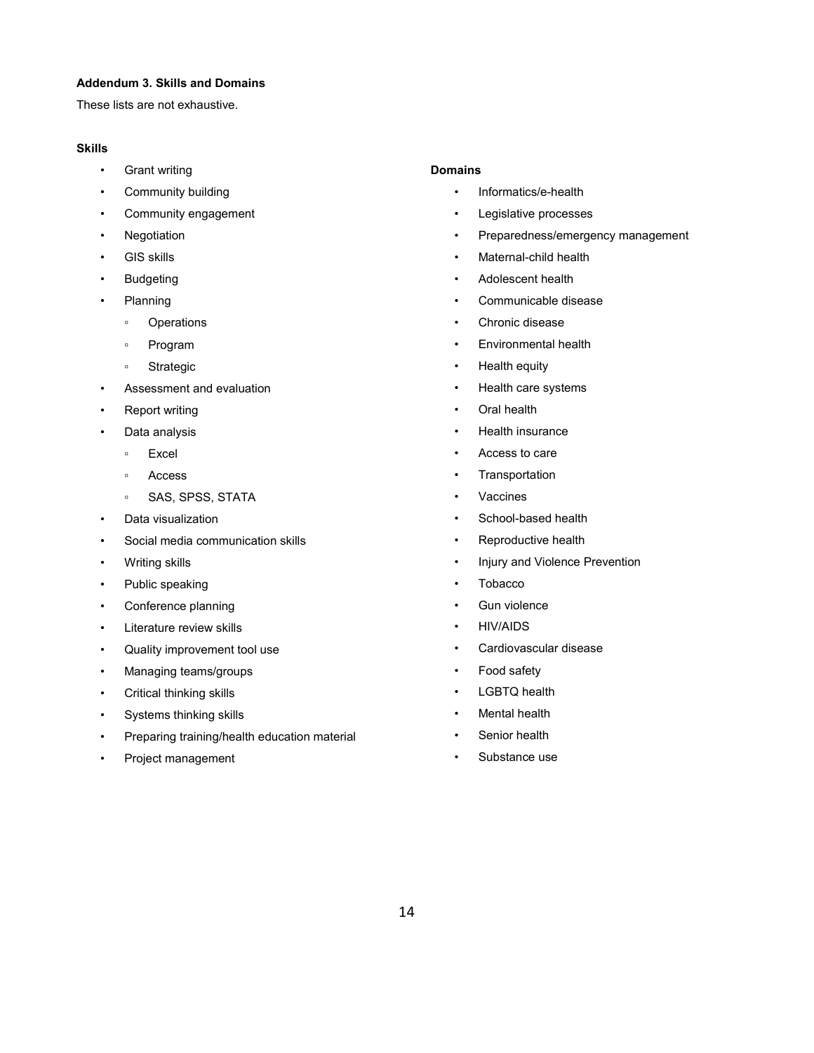**Addendum 3. Skills and Domains**

These lists are not exhaustive.

**Skills**

- Grant writing
- Community building
- Community engagement
- Negotiation
- GIS skills
- Budgeting
- Planning
    - Operations
    - Program
    - Strategic
- Assessment and evaluation
- Report writing
- Data analysis
    - Excel
    - Access
    - SAS, SPSS, STATA
- Data visualization
- Social media communication skills
- Writing skills
- Public speaking
- Conference planning
- Literature review skills
- Quality improvement tool use
- Managing teams/groups
- Critical thinking skills
- Systems thinking skills
- Preparing training/health education material
- Project management

**Domains**

- Informatics/e-health
- Legislative processes
- Preparedness/emergency management
- Maternal-child health
- Adolescent health
- Communicable disease
- Chronic disease
- Environmental health
- Health equity
- Health care systems
- Oral health
- Health insurance
- Access to care
- Transportation
- Vaccines
- School-based health
- Reproductive health
- Injury and Violence Prevention
- Tobacco
- Gun violence
- HIV/AIDS
- Cardiovascular disease
- Food safety
- LGBTQ health
- Mental health
- Senior health
- Substance use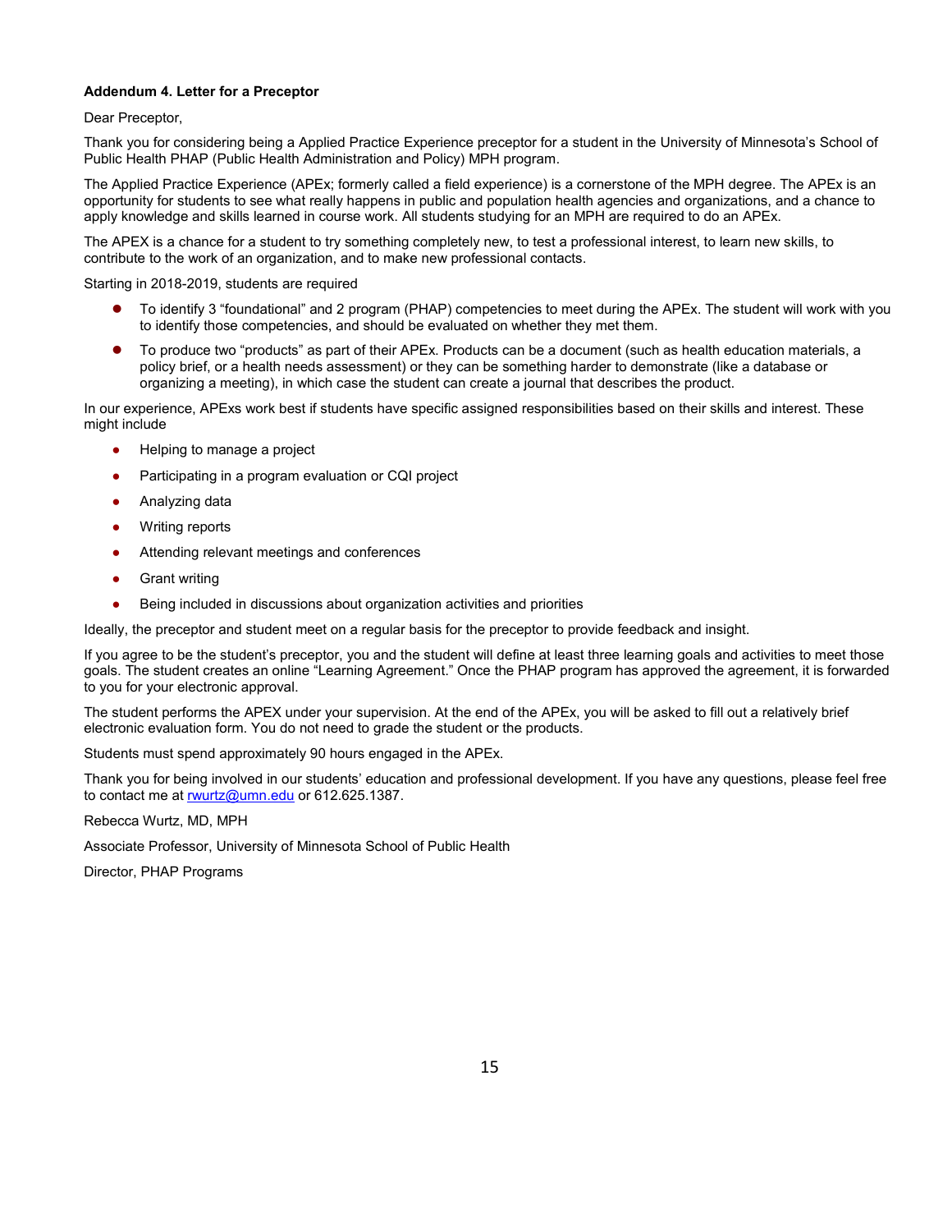**Addendum 4. Letter for a Preceptor**

Dear Preceptor,

Thank you for considering being a Applied Practice Experience preceptor for a student in the University of Minnesota's School of Public Health PHAP (Public Health Administration and Policy) MPH program.

The Applied Practice Experience (APEx; formerly called a field experience) is a cornerstone of the MPH degree. The APEx is an opportunity for students to see what really happens in public and population health agencies and organizations, and a chance to apply knowledge and skills learned in course work. All students studying for an MPH are required to do an APEx.

The APEX is a chance for a student to try something completely new, to test a professional interest, to learn new skills, to contribute to the work of an organization, and to make new professional contacts.

Starting in 2018-2019, students are required

- To identify 3 "foundational" and 2 program (PHAP) competencies to meet during the APEx. The student will work with you to identify those competencies, and should be evaluated on whether they met them.
- To produce two "products" as part of their APEx. Products can be a document (such as health education materials, a policy brief, or a health needs assessment) or they can be something harder to demonstrate (like a database or organizing a meeting), in which case the student can create a journal that describes the product.

In our experience, APExs work best if students have specific assigned responsibilities based on their skills and interest. These might include

- Helping to manage a project
- Participating in a program evaluation or CQI project
- Analyzing data
- Writing reports
- Attending relevant meetings and conferences
- Grant writing
- Being included in discussions about organization activities and priorities

Ideally, the preceptor and student meet on a regular basis for the preceptor to provide feedback and insight.

If you agree to be the student's preceptor, you and the student will define at least three learning goals and activities to meet those goals. The student creates an online "Learning Agreement." Once the PHAP program has approved the agreement, it is forwarded to you for your electronic approval.

The student performs the APEX under your supervision. At the end of the APEx, you will be asked to fill out a relatively brief electronic evaluation form. You do not need to grade the student or the products.

Students must spend approximately 90 hours engaged in the APEx.

Thank you for being involved in our students' education and professional development. If you have any questions, please feel free to contact me at rwurtz@umn.edu or 612.625.1387.

Rebecca Wurtz, MD, MPH

Associate Professor, University of Minnesota School of Public Health

Director, PHAP Programs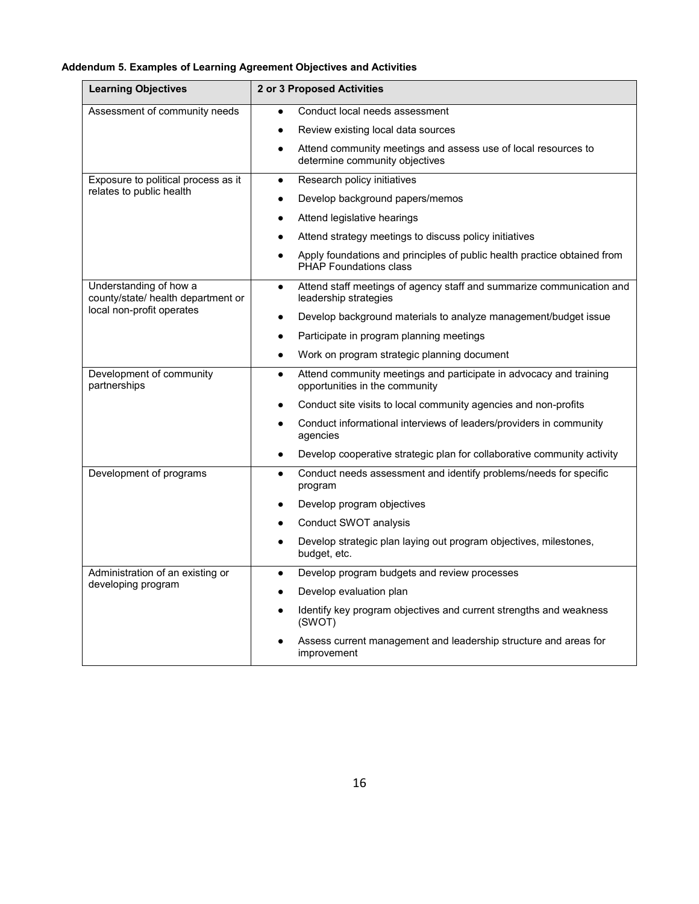**Addendum 5. Examples of Learning Agreement Objectives and Activities**

| Learning Objectives | 2 or 3 Proposed Activities |
|---|---|
| Assessment of community needs | • Conduct local needs assessment<br>• Review existing local data sources<br>• Attend community meetings and assess use of local resources to determine community objectives |
| Exposure to political process as it relates to public health | • Research policy initiatives<br>• Develop background papers/memos<br>• Attend legislative hearings<br>• Attend strategy meetings to discuss policy initiatives<br>• Apply foundations and principles of public health practice obtained from PHAP Foundations class |
| Understanding of how a county/state/ health department or local non-profit operates | • Attend staff meetings of agency staff and summarize communication and leadership strategies<br>• Develop background materials to analyze management/budget issue<br>• Participate in program planning meetings<br>• Work on program strategic planning document |
| Development of community partnerships | • Attend community meetings and participate in advocacy and training opportunities in the community<br>• Conduct site visits to local community agencies and non-profits<br>• Conduct informational interviews of leaders/providers in community agencies<br>• Develop cooperative strategic plan for collaborative community activity |
| Development of programs | • Conduct needs assessment and identify problems/needs for specific program<br>• Develop program objectives<br>• Conduct SWOT analysis<br>• Develop strategic plan laying out program objectives, milestones, budget, etc. |
| Administration of an existing or developing program | • Develop program budgets and review processes<br>• Develop evaluation plan<br>• Identify key program objectives and current strengths and weakness (SWOT)<br>• Assess current management and leadership structure and areas for improvement |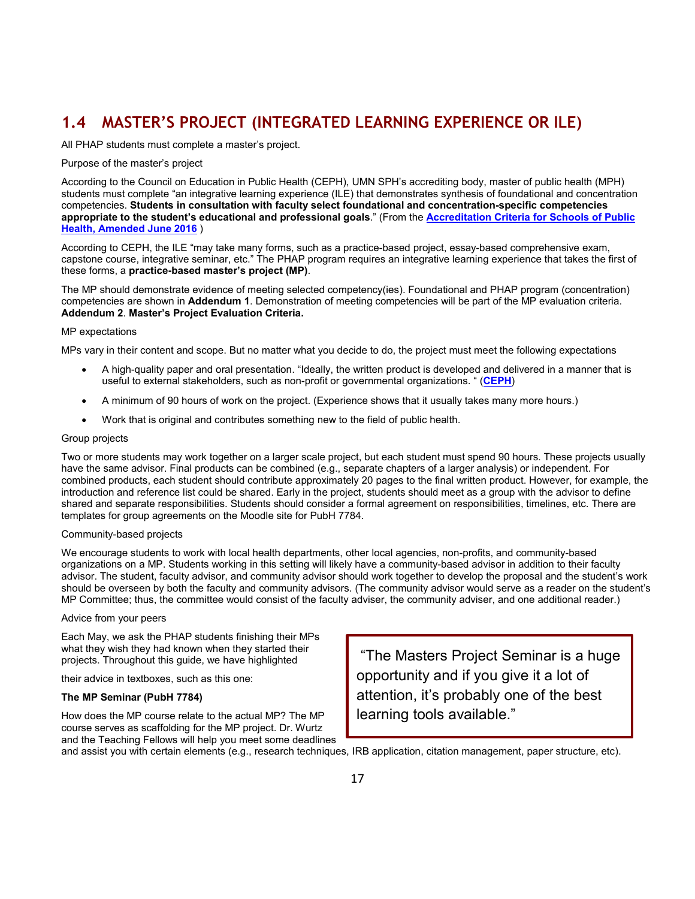## 1.4 MASTER'S PROJECT (INTEGRATED LEARNING EXPERIENCE OR ILE)

All PHAP students must complete a master's project.

Purpose of the master's project

According to the Council on Education in Public Health (CEPH), UMN SPH's accrediting body, master of public health (MPH) students must complete "an integrative learning experience (ILE) that demonstrates synthesis of foundational and concentration competencies. **Students in consultation with faculty select foundational and concentration-specific competencies appropriate to the student's educational and professional goals**." (From the **[Accreditation Criteria for Schools of Public Health, Amended June 2016](#)** )

According to CEPH, the ILE "may take many forms, such as a practice-based project, essay-based comprehensive exam, capstone course, integrative seminar, etc." The PHAP program requires an integrative learning experience that takes the first of these forms, a **practice-based master's project (MP)**.

The MP should demonstrate evidence of meeting selected competency(ies). Foundational and PHAP program (concentration) competencies are shown in **Addendum 1**. Demonstration of meeting competencies will be part of the MP evaluation criteria. **Addendum 2**. **Master's Project Evaluation Criteria.**

MP expectations

MPs vary in their content and scope. But no matter what you decide to do, the project must meet the following expectations

- A high-quality paper and oral presentation. "Ideally, the written product is developed and delivered in a manner that is useful to external stakeholders, such as non-profit or governmental organizations. " (**[CEPH](#)**)
- A minimum of 90 hours of work on the project. (Experience shows that it usually takes many more hours.)
- Work that is original and contributes something new to the field of public health.

Group projects

Two or more students may work together on a larger scale project, but each student must spend 90 hours. These projects usually have the same advisor. Final products can be combined (e.g., separate chapters of a larger analysis) or independent. For combined products, each student should contribute approximately 20 pages to the final written product. However, for example, the introduction and reference list could be shared. Early in the project, students should meet as a group with the advisor to define shared and separate responsibilities. Students should consider a formal agreement on responsibilities, timelines, etc. There are templates for group agreements on the Moodle site for PubH 7784.

Community-based projects

We encourage students to work with local health departments, other local agencies, non-profits, and community-based organizations on a MP. Students working in this setting will likely have a community-based advisor in addition to their faculty advisor. The student, faculty advisor, and community advisor should work together to develop the proposal and the student's work should be overseen by both the faculty and community advisors. (The community advisor would serve as a reader on the student's MP Committee; thus, the committee would consist of the faculty adviser, the community adviser, and one additional reader.)

Advice from your peers

Each May, we ask the PHAP students finishing their MPs what they wish they had known when they started their projects. Throughout this guide, we have highlighted their advice in textboxes, such as this one:

> "The Masters Project Seminar is a huge opportunity and if you give it a lot of attention, it's probably one of the best learning tools available."

**The MP Seminar (PubH 7784)**

How does the MP course relate to the actual MP? The MP course serves as scaffolding for the MP project. Dr. Wurtz and the Teaching Fellows will help you meet some deadlines and assist you with certain elements (e.g., research techniques, IRB application, citation management, paper structure, etc).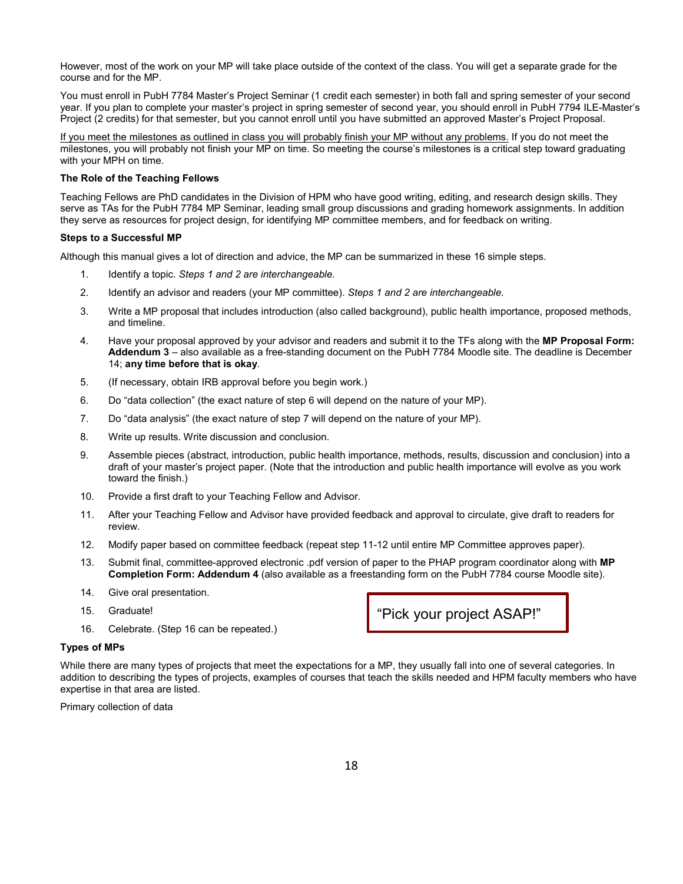However, most of the work on your MP will take place outside of the context of the class. You will get a separate grade for the course and for the MP.

You must enroll in PubH 7784 Master's Project Seminar (1 credit each semester) in both fall and spring semester of your second year. If you plan to complete your master's project in spring semester of second year, you should enroll in PubH 7794 ILE-Master's Project (2 credits) for that semester, but you cannot enroll until you have submitted an approved Master's Project Proposal.

<u>If you meet the milestones as outlined in class you will probably finish your MP without any problems.</u> If you do not meet the milestones, you will probably not finish your MP on time. So meeting the course's milestones is a critical step toward graduating with your MPH on time.

**The Role of the Teaching Fellows**

Teaching Fellows are PhD candidates in the Division of HPM who have good writing, editing, and research design skills. They serve as TAs for the PubH 7784 MP Seminar, leading small group discussions and grading homework assignments. In addition they serve as resources for project design, for identifying MP committee members, and for feedback on writing.

**Steps to a Successful MP**

Although this manual gives a lot of direction and advice, the MP can be summarized in these 16 simple steps.

1. Identify a topic. *Steps 1 and 2 are interchangeable.*
2. Identify an advisor and readers (your MP committee). *Steps 1 and 2 are interchangeable.*
3. Write a MP proposal that includes introduction (also called background), public health importance, proposed methods, and timeline.
4. Have your proposal approved by your advisor and readers and submit it to the TFs along with the **MP Proposal Form: Addendum 3** – also available as a free-standing document on the PubH 7784 Moodle site. The deadline is December 14; **any time before that is okay**.
5. (If necessary, obtain IRB approval before you begin work.)
6. Do "data collection" (the exact nature of step 6 will depend on the nature of your MP).
7. Do "data analysis" (the exact nature of step 7 will depend on the nature of your MP).
8. Write up results. Write discussion and conclusion.
9. Assemble pieces (abstract, introduction, public health importance, methods, results, discussion and conclusion) into a draft of your master's project paper. (Note that the introduction and public health importance will evolve as you work toward the finish.)
10. Provide a first draft to your Teaching Fellow and Advisor.
11. After your Teaching Fellow and Advisor have provided feedback and approval to circulate, give draft to readers for review.
12. Modify paper based on committee feedback (repeat step 11-12 until entire MP Committee approves paper).
13. Submit final, committee-approved electronic .pdf version of paper to the PHAP program coordinator along with **MP Completion Form: Addendum 4** (also available as a freestanding form on the PubH 7784 course Moodle site).
14. Give oral presentation.
15. Graduate!
16. Celebrate. (Step 16 can be repeated.)

"Pick your project ASAP!"

**Types of MPs**

While there are many types of projects that meet the expectations for a MP, they usually fall into one of several categories. In addition to describing the types of projects, examples of courses that teach the skills needed and HPM faculty members who have expertise in that area are listed.

Primary collection of data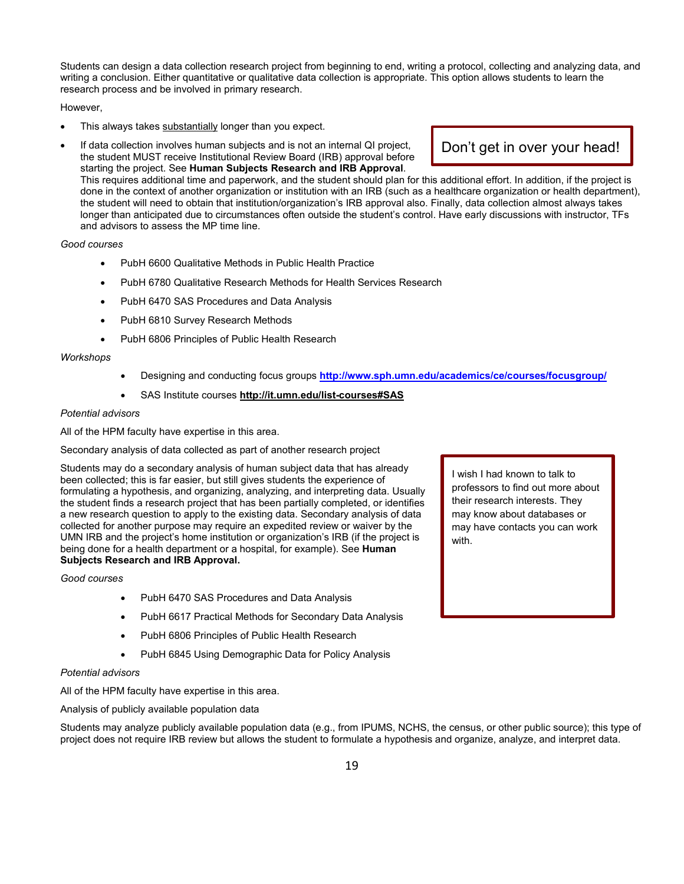Students can design a data collection research project from beginning to end, writing a protocol, collecting and analyzing data, and writing a conclusion. Either quantitative or qualitative data collection is appropriate. This option allows students to learn the research process and be involved in primary research.

However,

- This always takes <u>substantially</u> longer than you expect.
- If data collection involves human subjects and is not an internal QI project, the student MUST receive Institutional Review Board (IRB) approval before starting the project. See **Human Subjects Research and IRB Approval**. This requires additional time and paperwork, and the student should plan for this additional effort. In addition, if the project is done in the context of another organization or institution with an IRB (such as a healthcare organization or health department), the student will need to obtain that institution/organization's IRB approval also. Finally, data collection almost always takes longer than anticipated due to circumstances often outside the student's control. Have early discussions with instructor, TFs and advisors to assess the MP time line.

> Don't get in over your head!

*Good courses*

- PubH 6600 Qualitative Methods in Public Health Practice
- PubH 6780 Qualitative Research Methods for Health Services Research
- PubH 6470 SAS Procedures and Data Analysis
- PubH 6810 Survey Research Methods
- PubH 6806 Principles of Public Health Research

*Workshops*

- Designing and conducting focus groups **http://www.sph.umn.edu/academics/ce/courses/focusgroup/**
- SAS Institute courses **http://it.umn.edu/list-courses#SAS**

*Potential advisors*

All of the HPM faculty have expertise in this area.

Secondary analysis of data collected as part of another research project

Students may do a secondary analysis of human subject data that has already been collected; this is far easier, but still gives students the experience of formulating a hypothesis, and organizing, analyzing, and interpreting data. Usually the student finds a research project that has been partially completed, or identifies a new research question to apply to the existing data. Secondary analysis of data collected for another purpose may require an expedited review or waiver by the UMN IRB and the project's home institution or organization's IRB (if the project is being done for a health department or a hospital, for example). See **Human Subjects Research and IRB Approval.**

> I wish I had known to talk to professors to find out more about their research interests. They may know about databases or may have contacts you can work with.

*Good courses*

- PubH 6470 SAS Procedures and Data Analysis
- PubH 6617 Practical Methods for Secondary Data Analysis
- PubH 6806 Principles of Public Health Research
- PubH 6845 Using Demographic Data for Policy Analysis

*Potential advisors*

All of the HPM faculty have expertise in this area.

Analysis of publicly available population data

Students may analyze publicly available population data (e.g., from IPUMS, NCHS, the census, or other public source); this type of project does not require IRB review but allows the student to formulate a hypothesis and organize, analyze, and interpret data.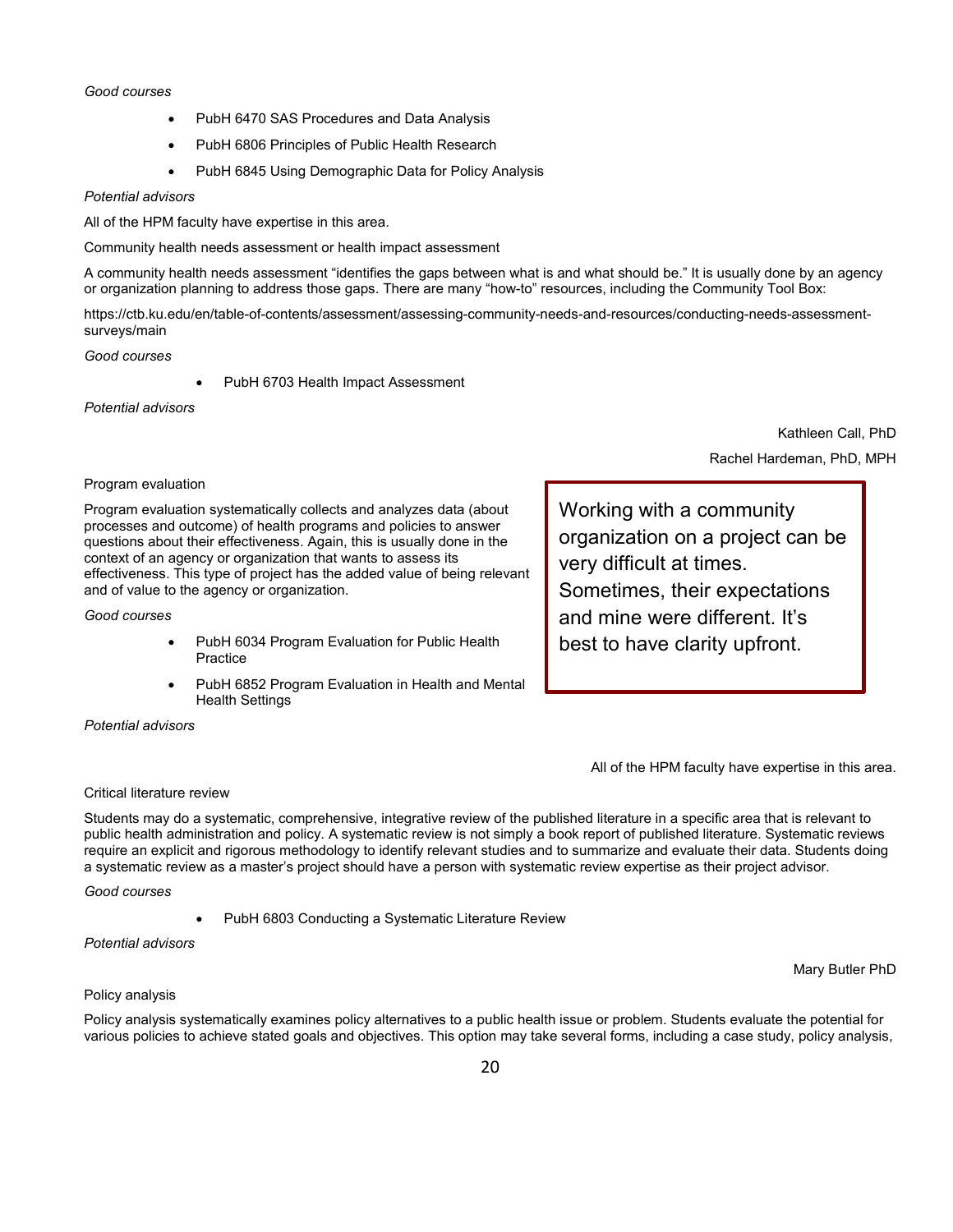*Good courses*

- PubH 6470 SAS Procedures and Data Analysis
- PubH 6806 Principles of Public Health Research
- PubH 6845 Using Demographic Data for Policy Analysis

*Potential advisors*

All of the HPM faculty have expertise in this area.

Community health needs assessment or health impact assessment

A community health needs assessment "identifies the gaps between what is and what should be." It is usually done by an agency or organization planning to address those gaps. There are many "how-to" resources, including the Community Tool Box:

https://ctb.ku.edu/en/table-of-contents/assessment/assessing-community-needs-and-resources/conducting-needs-assessment-surveys/main

*Good courses*

- PubH 6703 Health Impact Assessment

*Potential advisors*

Kathleen Call, PhD

Rachel Hardeman, PhD, MPH

Program evaluation

Program evaluation systematically collects and analyzes data (about processes and outcome) of health programs and policies to answer questions about their effectiveness. Again, this is usually done in the context of an agency or organization that wants to assess its effectiveness. This type of project has the added value of being relevant and of value to the agency or organization.

> Working with a community organization on a project can be very difficult at times. Sometimes, their expectations and mine were different. It's best to have clarity upfront.

*Good courses*

- PubH 6034 Program Evaluation for Public Health Practice
- PubH 6852 Program Evaluation in Health and Mental Health Settings

*Potential advisors*

All of the HPM faculty have expertise in this area.

Critical literature review

Students may do a systematic, comprehensive, integrative review of the published literature in a specific area that is relevant to public health administration and policy. A systematic review is not simply a book report of published literature. Systematic reviews require an explicit and rigorous methodology to identify relevant studies and to summarize and evaluate their data. Students doing a systematic review as a master's project should have a person with systematic review expertise as their project advisor.

*Good courses*

- PubH 6803 Conducting a Systematic Literature Review

*Potential advisors*

Mary Butler PhD

Policy analysis

Policy analysis systematically examines policy alternatives to a public health issue or problem. Students evaluate the potential for various policies to achieve stated goals and objectives. This option may take several forms, including a case study, policy analysis,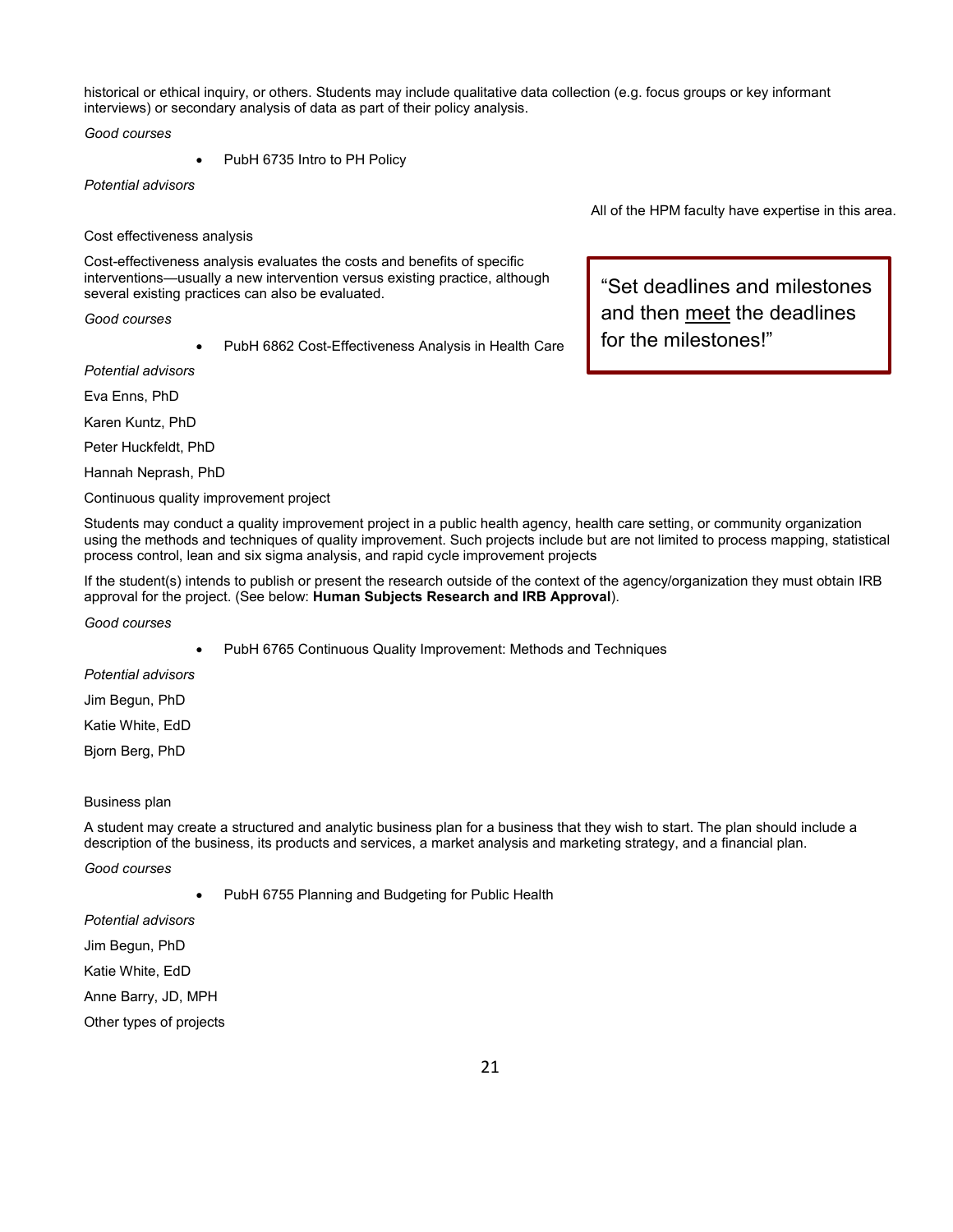historical or ethical inquiry, or others. Students may include qualitative data collection (e.g. focus groups or key informant interviews) or secondary analysis of data as part of their policy analysis.

*Good courses*

- PubH 6735 Intro to PH Policy

*Potential advisors*

All of the HPM faculty have expertise in this area.

Cost effectiveness analysis

Cost-effectiveness analysis evaluates the costs and benefits of specific interventions—usually a new intervention versus existing practice, although several existing practices can also be evaluated.

> "Set deadlines and milestones and then <u>meet</u> the deadlines for the milestones!"

*Good courses*

- PubH 6862 Cost-Effectiveness Analysis in Health Care

*Potential advisors*

Eva Enns, PhD

Karen Kuntz, PhD

Peter Huckfeldt, PhD

Hannah Neprash, PhD

Continuous quality improvement project

Students may conduct a quality improvement project in a public health agency, health care setting, or community organization using the methods and techniques of quality improvement. Such projects include but are not limited to process mapping, statistical process control, lean and six sigma analysis, and rapid cycle improvement projects

If the student(s) intends to publish or present the research outside of the context of the agency/organization they must obtain IRB approval for the project. (See below: **Human Subjects Research and IRB Approval**).

*Good courses*

- PubH 6765 Continuous Quality Improvement: Methods and Techniques

*Potential advisors*

Jim Begun, PhD

Katie White, EdD

Bjorn Berg, PhD

Business plan

A student may create a structured and analytic business plan for a business that they wish to start. The plan should include a description of the business, its products and services, a market analysis and marketing strategy, and a financial plan.

*Good courses*

- PubH 6755 Planning and Budgeting for Public Health

*Potential advisors*

Jim Begun, PhD

Katie White, EdD

Anne Barry, JD, MPH

Other types of projects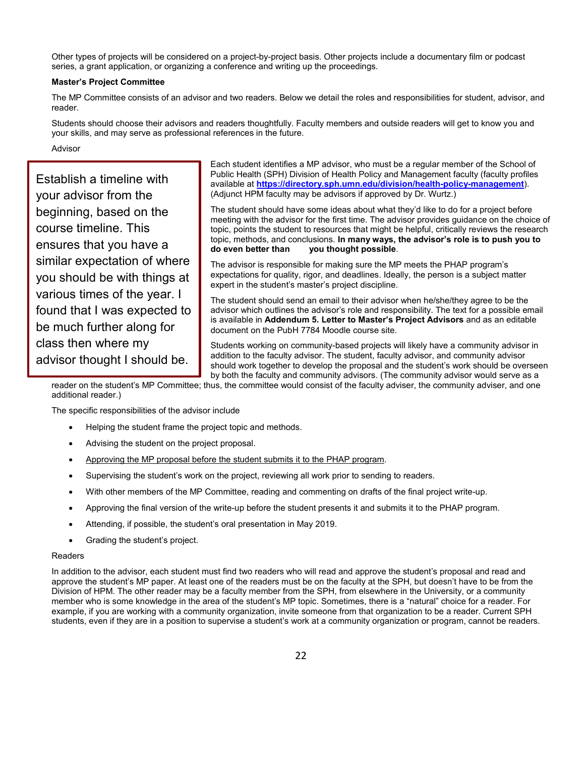Other types of projects will be considered on a project-by-project basis. Other projects include a documentary film or podcast series, a grant application, or organizing a conference and writing up the proceedings.

**Master's Project Committee**

The MP Committee consists of an advisor and two readers. Below we detail the roles and responsibilities for student, advisor, and reader.

Students should choose their advisors and readers thoughtfully. Faculty members and outside readers will get to know you and your skills, and may serve as professional references in the future.

Advisor

> Establish a timeline with your advisor from the beginning, based on the course timeline. This ensures that you have a similar expectation of where you should be with things at various times of the year. I found that I was expected to be much further along for class then where my advisor thought I should be.

Each student identifies a MP advisor, who must be a regular member of the School of Public Health (SPH) Division of Health Policy and Management faculty (faculty profiles available at **https://directory.sph.umn.edu/division/health-policy-management**). (Adjunct HPM faculty may be advisors if approved by Dr. Wurtz.)

The student should have some ideas about what they'd like to do for a project before meeting with the advisor for the first time. The advisor provides guidance on the choice of topic, points the student to resources that might be helpful, critically reviews the research topic, methods, and conclusions. **In many ways, the advisor's role is to push you to do even better than you thought possible**.

The advisor is responsible for making sure the MP meets the PHAP program's expectations for quality, rigor, and deadlines. Ideally, the person is a subject matter expert in the student's master's project discipline.

The student should send an email to their advisor when he/she/they agree to be the advisor which outlines the advisor's role and responsibility. The text for a possible email is available in **Addendum 5. Letter to Master's Project Advisors** and as an editable document on the PubH 7784 Moodle course site.

Students working on community-based projects will likely have a community advisor in addition to the faculty advisor. The student, faculty advisor, and community advisor should work together to develop the proposal and the student's work should be overseen by both the faculty and community advisors. (The community advisor would serve as a reader on the student's MP Committee; thus, the committee would consist of the faculty adviser, the community adviser, and one additional reader.)

The specific responsibilities of the advisor include

- Helping the student frame the project topic and methods.
- Advising the student on the project proposal.
- <u>Approving the MP proposal before the student submits it to the PHAP program</u>.
- Supervising the student's work on the project, reviewing all work prior to sending to readers.
- With other members of the MP Committee, reading and commenting on drafts of the final project write-up.
- Approving the final version of the write-up before the student presents it and submits it to the PHAP program.
- Attending, if possible, the student's oral presentation in May 2019.
- Grading the student's project.

Readers

In addition to the advisor, each student must find two readers who will read and approve the student's proposal and read and approve the student's MP paper. At least one of the readers must be on the faculty at the SPH, but doesn't have to be from the Division of HPM. The other reader may be a faculty member from the SPH, from elsewhere in the University, or a community member who is some knowledge in the area of the student's MP topic. Sometimes, there is a "natural" choice for a reader. For example, if you are working with a community organization, invite someone from that organization to be a reader. Current SPH students, even if they are in a position to supervise a student's work at a community organization or program, cannot be readers.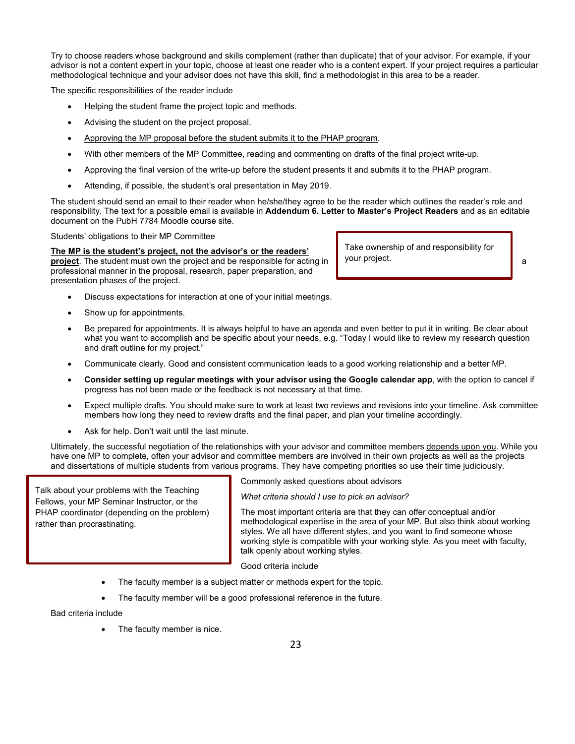Try to choose readers whose background and skills complement (rather than duplicate) that of your advisor. For example, if your advisor is not a content expert in your topic, choose at least one reader who is a content expert. If your project requires a particular methodological technique and your advisor does not have this skill, find a methodologist in this area to be a reader.

The specific responsibilities of the reader include

- Helping the student frame the project topic and methods.
- Advising the student on the project proposal.
- <u>Approving the MP proposal before the student submits it to the PHAP program</u>.
- With other members of the MP Committee, reading and commenting on drafts of the final project write-up.
- Approving the final version of the write-up before the student presents it and submits it to the PHAP program.
- Attending, if possible, the student's oral presentation in May 2019.

The student should send an email to their reader when he/she/they agree to be the reader which outlines the reader's role and responsibility. The text for a possible email is available in **Addendum 6. Letter to Master's Project Readers** and as an editable document on the PubH 7784 Moodle course site.

Students' obligations to their MP Committee

> Take ownership of and responsibility for your project.

**<u>The MP is the student's project, not the advisor's or the readers' project</u>**. The student must own the project and be responsible for acting in a professional manner in the proposal, research, paper preparation, and presentation phases of the project.

- Discuss expectations for interaction at one of your initial meetings.
- Show up for appointments.
- Be prepared for appointments. It is always helpful to have an agenda and even better to put it in writing. Be clear about what you want to accomplish and be specific about your needs, e.g. "Today I would like to review my research question and draft outline for my project."
- Communicate clearly. Good and consistent communication leads to a good working relationship and a better MP.
- **Consider setting up regular meetings with your advisor using the Google calendar app**, with the option to cancel if progress has not been made or the feedback is not necessary at that time.
- Expect multiple drafts. You should make sure to work at least two reviews and revisions into your timeline. Ask committee members how long they need to review drafts and the final paper, and plan your timeline accordingly.
- Ask for help. Don't wait until the last minute.

Ultimately, the successful negotiation of the relationships with your advisor and committee members <u>depends upon you</u>. While you have one MP to complete, often your advisor and committee members are involved in their own projects as well as the projects and dissertations of multiple students from various programs. They have competing priorities so use their time judiciously.

> Talk about your problems with the Teaching Fellows, your MP Seminar Instructor, or the PHAP coordinator (depending on the problem) rather than procrastinating.

Commonly asked questions about advisors

*What criteria should I use to pick an advisor?*

The most important criteria are that they can offer conceptual and/or methodological expertise in the area of your MP. But also think about working styles. We all have different styles, and you want to find someone whose working style is compatible with your working style. As you meet with faculty, talk openly about working styles.

Good criteria include

- The faculty member is a subject matter or methods expert for the topic.
- The faculty member will be a good professional reference in the future.

Bad criteria include

- The faculty member is nice.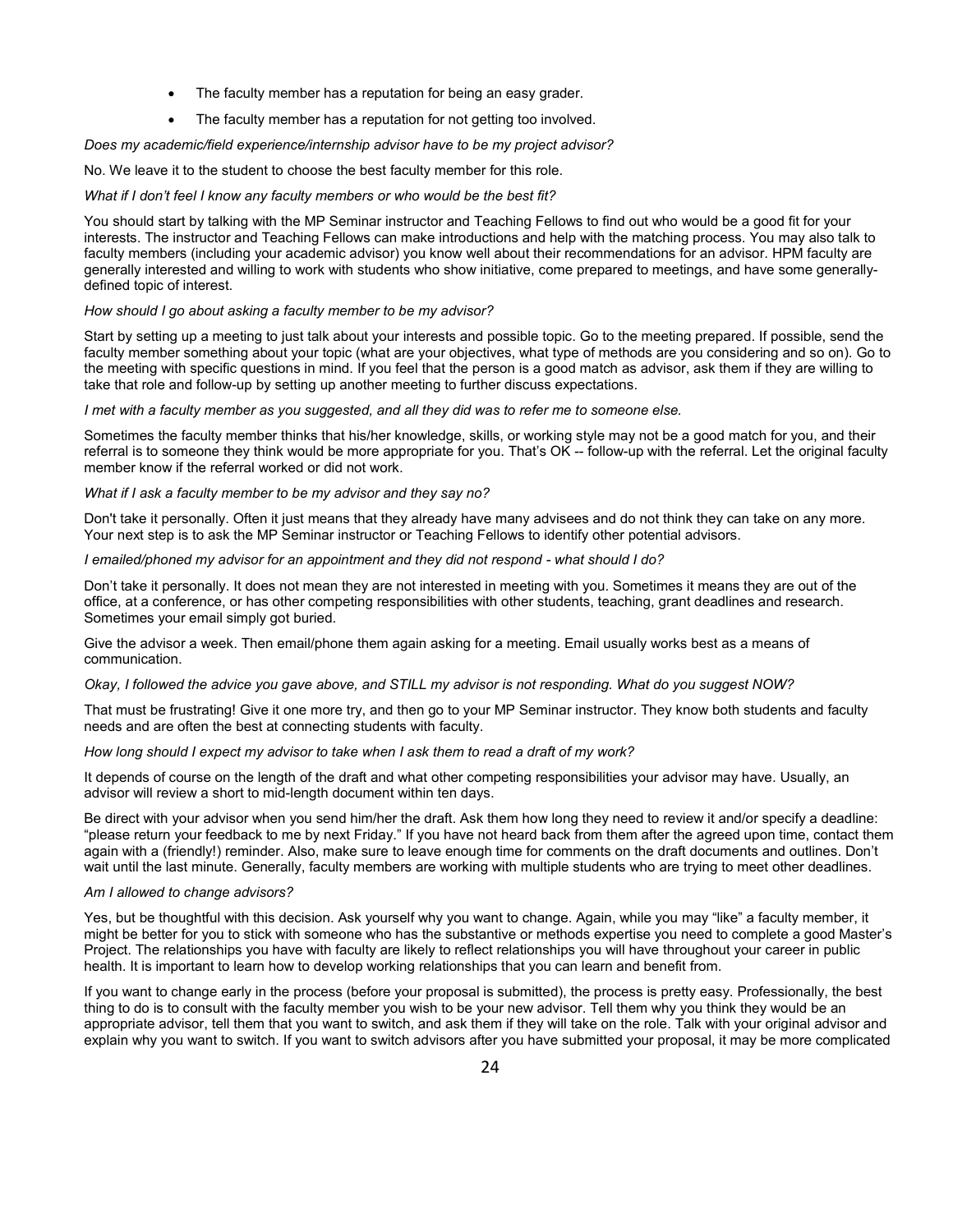- The faculty member has a reputation for being an easy grader.
- The faculty member has a reputation for not getting too involved.

*Does my academic/field experience/internship advisor have to be my project advisor?*

No. We leave it to the student to choose the best faculty member for this role.

*What if I don't feel I know any faculty members or who would be the best fit?*

You should start by talking with the MP Seminar instructor and Teaching Fellows to find out who would be a good fit for your interests. The instructor and Teaching Fellows can make introductions and help with the matching process. You may also talk to faculty members (including your academic advisor) you know well about their recommendations for an advisor. HPM faculty are generally interested and willing to work with students who show initiative, come prepared to meetings, and have some generally-defined topic of interest.

*How should I go about asking a faculty member to be my advisor?*

Start by setting up a meeting to just talk about your interests and possible topic. Go to the meeting prepared. If possible, send the faculty member something about your topic (what are your objectives, what type of methods are you considering and so on). Go to the meeting with specific questions in mind. If you feel that the person is a good match as advisor, ask them if they are willing to take that role and follow-up by setting up another meeting to further discuss expectations.

*I met with a faculty member as you suggested, and all they did was to refer me to someone else.*

Sometimes the faculty member thinks that his/her knowledge, skills, or working style may not be a good match for you, and their referral is to someone they think would be more appropriate for you. That's OK -- follow-up with the referral. Let the original faculty member know if the referral worked or did not work.

*What if I ask a faculty member to be my advisor and they say no?*

Don't take it personally. Often it just means that they already have many advisees and do not think they can take on any more. Your next step is to ask the MP Seminar instructor or Teaching Fellows to identify other potential advisors.

*I emailed/phoned my advisor for an appointment and they did not respond - what should I do?*

Don't take it personally. It does not mean they are not interested in meeting with you. Sometimes it means they are out of the office, at a conference, or has other competing responsibilities with other students, teaching, grant deadlines and research. Sometimes your email simply got buried.

Give the advisor a week. Then email/phone them again asking for a meeting. Email usually works best as a means of communication.

*Okay, I followed the advice you gave above, and STILL my advisor is not responding. What do you suggest NOW?*

That must be frustrating! Give it one more try, and then go to your MP Seminar instructor. They know both students and faculty needs and are often the best at connecting students with faculty.

*How long should I expect my advisor to take when I ask them to read a draft of my work?*

It depends of course on the length of the draft and what other competing responsibilities your advisor may have. Usually, an advisor will review a short to mid-length document within ten days.

Be direct with your advisor when you send him/her the draft. Ask them how long they need to review it and/or specify a deadline: "please return your feedback to me by next Friday." If you have not heard back from them after the agreed upon time, contact them again with a (friendly!) reminder. Also, make sure to leave enough time for comments on the draft documents and outlines. Don't wait until the last minute. Generally, faculty members are working with multiple students who are trying to meet other deadlines.

*Am I allowed to change advisors?*

Yes, but be thoughtful with this decision. Ask yourself why you want to change. Again, while you may "like" a faculty member, it might be better for you to stick with someone who has the substantive or methods expertise you need to complete a good Master's Project. The relationships you have with faculty are likely to reflect relationships you will have throughout your career in public health. It is important to learn how to develop working relationships that you can learn and benefit from.

If you want to change early in the process (before your proposal is submitted), the process is pretty easy. Professionally, the best thing to do is to consult with the faculty member you wish to be your new advisor. Tell them why you think they would be an appropriate advisor, tell them that you want to switch, and ask them if they will take on the role. Talk with your original advisor and explain why you want to switch. If you want to switch advisors after you have submitted your proposal, it may be more complicated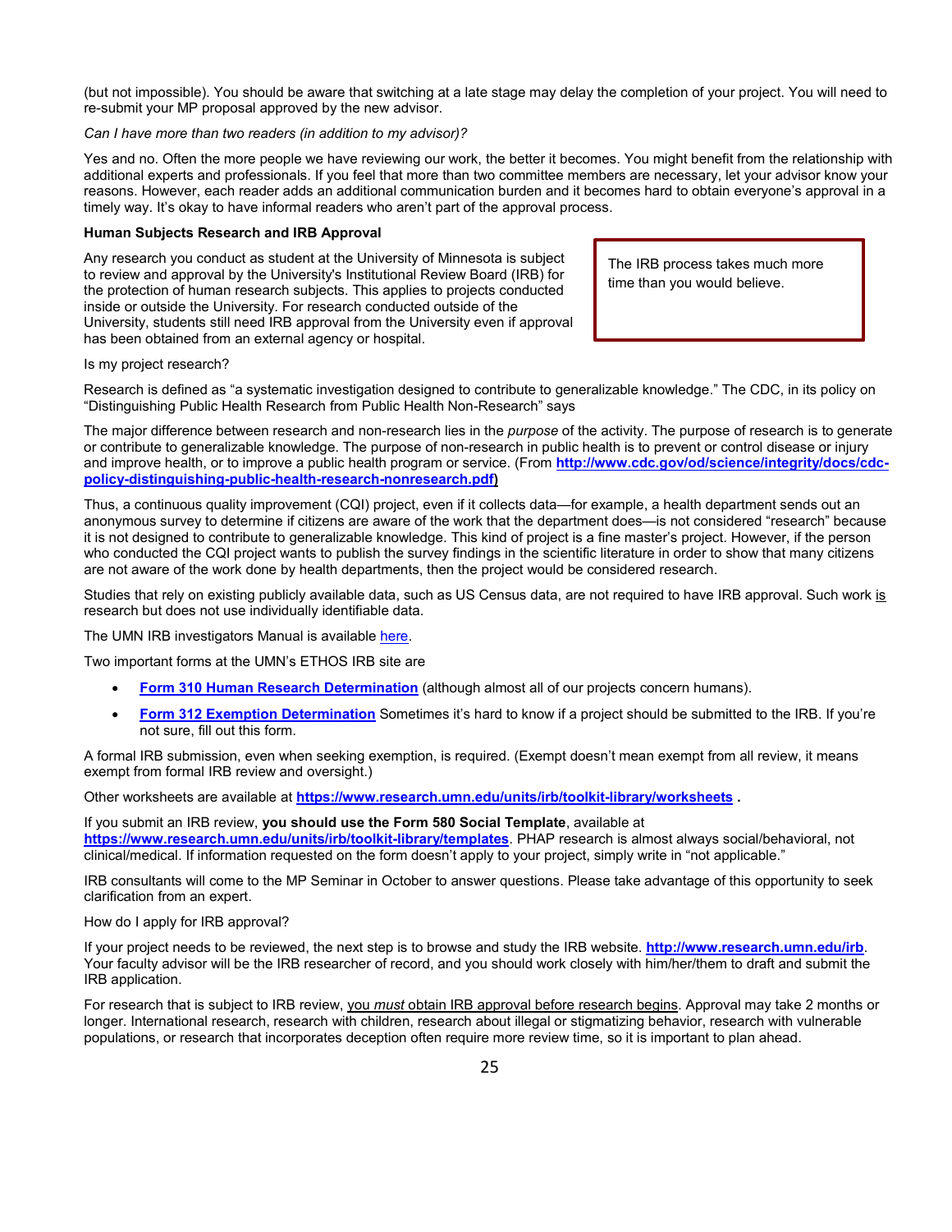(but not impossible). You should be aware that switching at a late stage may delay the completion of your project. You will need to re-submit your MP proposal approved by the new advisor.

*Can I have more than two readers (in addition to my advisor)?*

Yes and no. Often the more people we have reviewing our work, the better it becomes. You might benefit from the relationship with additional experts and professionals. If you feel that more than two committee members are necessary, let your advisor know your reasons. However, each reader adds an additional communication burden and it becomes hard to obtain everyone's approval in a timely way. It's okay to have informal readers who aren't part of the approval process.

**Human Subjects Research and IRB Approval**

Any research you conduct as student at the University of Minnesota is subject to review and approval by the University's Institutional Review Board (IRB) for the protection of human research subjects. This applies to projects conducted inside or outside the University. For research conducted outside of the University, students still need IRB approval from the University even if approval has been obtained from an external agency or hospital.

> The IRB process takes much more time than you would believe.

Is my project research?

Research is defined as "a systematic investigation designed to contribute to generalizable knowledge." The CDC, in its policy on "Distinguishing Public Health Research from Public Health Non-Research" says

The major difference between research and non-research lies in the *purpose* of the activity. The purpose of research is to generate or contribute to generalizable knowledge. The purpose of non-research in public health is to prevent or control disease or injury and improve health, or to improve a public health program or service. (From **http://www.cdc.gov/od/science/integrity/docs/cdc-policy-distinguishing-public-health-research-nonresearch.pdf)**

Thus, a continuous quality improvement (CQI) project, even if it collects data—for example, a health department sends out an anonymous survey to determine if citizens are aware of the work that the department does—is not considered "research" because it is not designed to contribute to generalizable knowledge. This kind of project is a fine master's project. However, if the person who conducted the CQI project wants to publish the survey findings in the scientific literature in order to show that many citizens are not aware of the work done by health departments, then the project would be considered research.

Studies that rely on existing publicly available data, such as US Census data, are not required to have IRB approval. Such work is research but does not use individually identifiable data.

The UMN IRB investigators Manual is available here.

Two important forms at the UMN's ETHOS IRB site are

- **Form 310 Human Research Determination** (although almost all of our projects concern humans).
- **Form 312 Exemption Determination** Sometimes it's hard to know if a project should be submitted to the IRB. If you're not sure, fill out this form.

A formal IRB submission, even when seeking exemption, is required. (Exempt doesn't mean exempt from all review, it means exempt from formal IRB review and oversight.)

Other worksheets are available at **https://www.research.umn.edu/units/irb/toolkit-library/worksheets .**

If you submit an IRB review, **you should use the Form 580 Social Template**, available at **https://www.research.umn.edu/units/irb/toolkit-library/templates**. PHAP research is almost always social/behavioral, not clinical/medical. If information requested on the form doesn't apply to your project, simply write in "not applicable."

IRB consultants will come to the MP Seminar in October to answer questions. Please take advantage of this opportunity to seek clarification from an expert.

How do I apply for IRB approval?

If your project needs to be reviewed, the next step is to browse and study the IRB website. **http://www.research.umn.edu/irb**. Your faculty advisor will be the IRB researcher of record, and you should work closely with him/her/them to draft and submit the IRB application.

For research that is subject to IRB review, you *must* obtain IRB approval before research begins. Approval may take 2 months or longer. International research, research with children, research about illegal or stigmatizing behavior, research with vulnerable populations, or research that incorporates deception often require more review time, so it is important to plan ahead.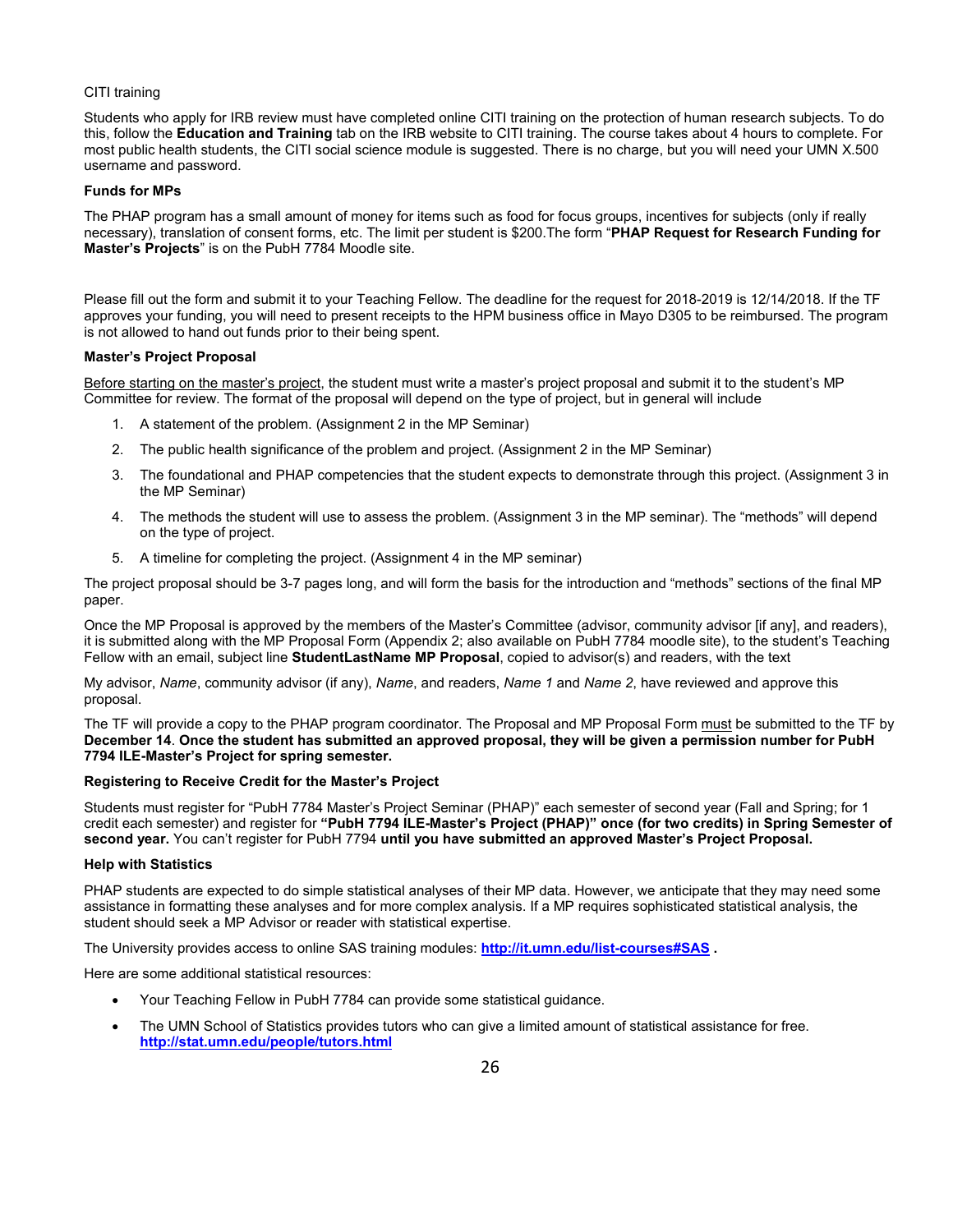CITI training

Students who apply for IRB review must have completed online CITI training on the protection of human research subjects. To do this, follow the **Education and Training** tab on the IRB website to CITI training. The course takes about 4 hours to complete. For most public health students, the CITI social science module is suggested. There is no charge, but you will need your UMN X.500 username and password.

**Funds for MPs**

The PHAP program has a small amount of money for items such as food for focus groups, incentives for subjects (only if really necessary), translation of consent forms, etc. The limit per student is $200.The form "**PHAP Request for Research Funding for Master's Projects**" is on the PubH 7784 Moodle site.

Please fill out the form and submit it to your Teaching Fellow. The deadline for the request for 2018-2019 is 12/14/2018. If the TF approves your funding, you will need to present receipts to the HPM business office in Mayo D305 to be reimbursed. The program is not allowed to hand out funds prior to their being spent.

**Master's Project Proposal**

Before starting on the master's project, the student must write a master's project proposal and submit it to the student's MP Committee for review. The format of the proposal will depend on the type of project, but in general will include

1. A statement of the problem. (Assignment 2 in the MP Seminar)
2. The public health significance of the problem and project. (Assignment 2 in the MP Seminar)
3. The foundational and PHAP competencies that the student expects to demonstrate through this project. (Assignment 3 in the MP Seminar)
4. The methods the student will use to assess the problem. (Assignment 3 in the MP seminar). The "methods" will depend on the type of project.
5. A timeline for completing the project. (Assignment 4 in the MP seminar)

The project proposal should be 3-7 pages long, and will form the basis for the introduction and "methods" sections of the final MP paper.

Once the MP Proposal is approved by the members of the Master's Committee (advisor, community advisor [if any], and readers), it is submitted along with the MP Proposal Form (Appendix 2; also available on PubH 7784 moodle site), to the student's Teaching Fellow with an email, subject line **StudentLastName MP Proposal**, copied to advisor(s) and readers, with the text

My advisor, *Name*, community advisor (if any), *Name*, and readers, *Name 1* and *Name 2*, have reviewed and approve this proposal.

The TF will provide a copy to the PHAP program coordinator. The Proposal and MP Proposal Form must be submitted to the TF by **December 14**. **Once the student has submitted an approved proposal, they will be given a permission number for PubH 7794 ILE-Master's Project for spring semester.**

**Registering to Receive Credit for the Master's Project**

Students must register for "PubH 7784 Master's Project Seminar (PHAP)" each semester of second year (Fall and Spring; for 1 credit each semester) and register for **"PubH 7794 ILE-Master's Project (PHAP)" once (for two credits) in Spring Semester of second year.** You can't register for PubH 7794 **until you have submitted an approved Master's Project Proposal.**

**Help with Statistics**

PHAP students are expected to do simple statistical analyses of their MP data. However, we anticipate that they may need some assistance in formatting these analyses and for more complex analysis. If a MP requires sophisticated statistical analysis, the student should seek a MP Advisor or reader with statistical expertise.

The University provides access to online SAS training modules: **http://it.umn.edu/list-courses#SAS** .

Here are some additional statistical resources:

- Your Teaching Fellow in PubH 7784 can provide some statistical guidance.
- The UMN School of Statistics provides tutors who can give a limited amount of statistical assistance for free. **http://stat.umn.edu/people/tutors.html**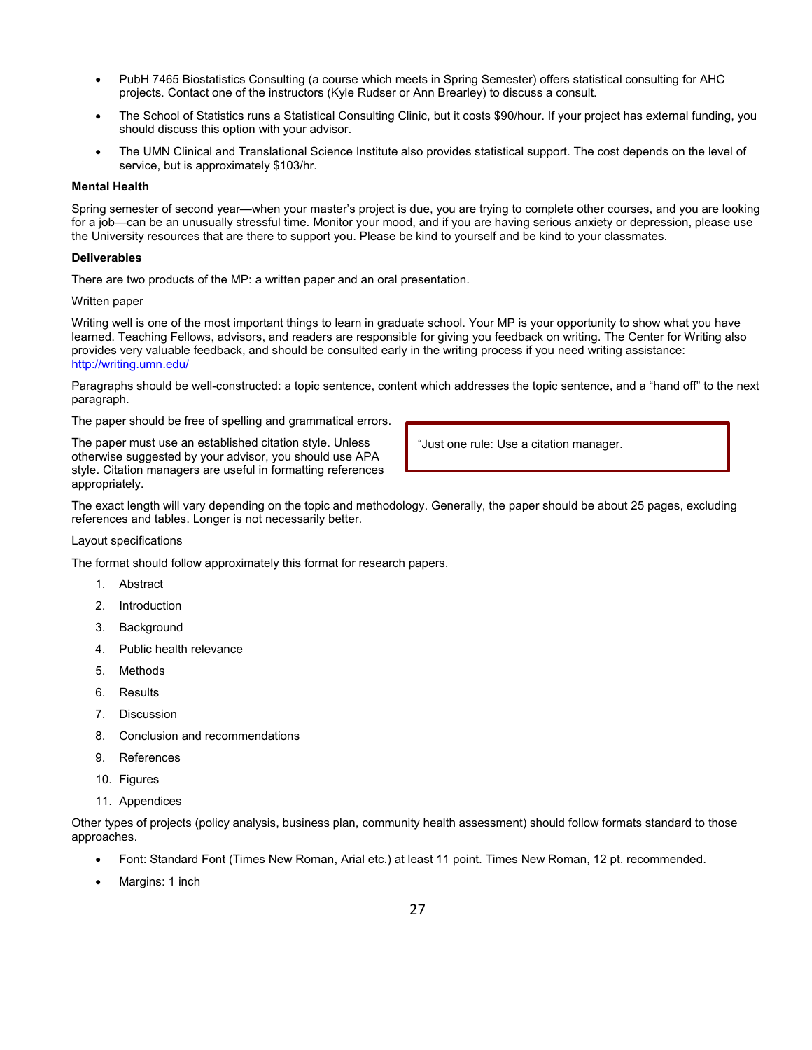- PubH 7465 Biostatistics Consulting (a course which meets in Spring Semester) offers statistical consulting for AHC projects. Contact one of the instructors (Kyle Rudser or Ann Brearley) to discuss a consult.
- The School of Statistics runs a Statistical Consulting Clinic, but it costs $90/hour. If your project has external funding, you should discuss this option with your advisor.
- The UMN Clinical and Translational Science Institute also provides statistical support. The cost depends on the level of service, but is approximately $103/hr.

**Mental Health**

Spring semester of second year—when your master's project is due, you are trying to complete other courses, and you are looking for a job—can be an unusually stressful time. Monitor your mood, and if you are having serious anxiety or depression, please use the University resources that are there to support you. Please be kind to yourself and be kind to your classmates.

**Deliverables**

There are two products of the MP: a written paper and an oral presentation.

Written paper

Writing well is one of the most important things to learn in graduate school. Your MP is your opportunity to show what you have learned. Teaching Fellows, advisors, and readers are responsible for giving you feedback on writing. The Center for Writing also provides very valuable feedback, and should be consulted early in the writing process if you need writing assistance: http://writing.umn.edu/

Paragraphs should be well-constructed: a topic sentence, content which addresses the topic sentence, and a "hand off" to the next paragraph.

The paper should be free of spelling and grammatical errors.

The paper must use an established citation style. Unless otherwise suggested by your advisor, you should use APA style. Citation managers are useful in formatting references appropriately.

> "Just one rule: Use a citation manager.

The exact length will vary depending on the topic and methodology. Generally, the paper should be about 25 pages, excluding references and tables. Longer is not necessarily better.

Layout specifications

The format should follow approximately this format for research papers.

1. Abstract
2. Introduction
3. Background
4. Public health relevance
5. Methods
6. Results
7. Discussion
8. Conclusion and recommendations
9. References
10. Figures
11. Appendices

Other types of projects (policy analysis, business plan, community health assessment) should follow formats standard to those approaches.

- Font: Standard Font (Times New Roman, Arial etc.) at least 11 point. Times New Roman, 12 pt. recommended.
- Margins: 1 inch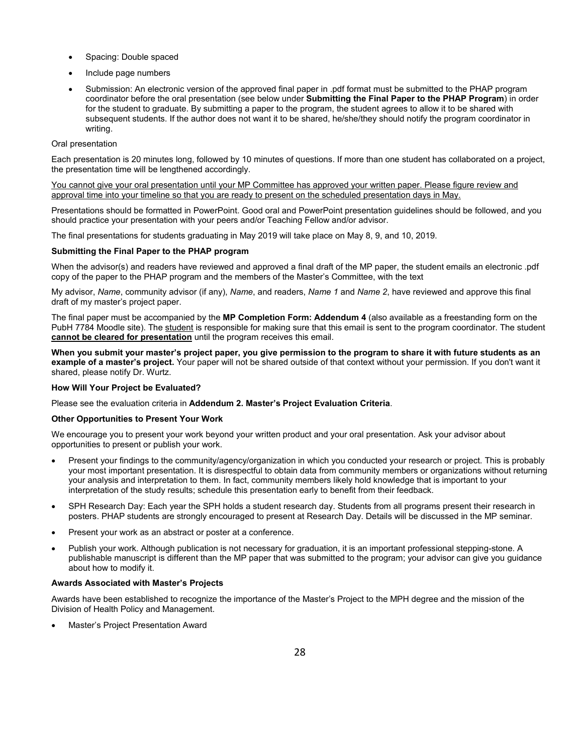- Spacing: Double spaced
- Include page numbers
- Submission: An electronic version of the approved final paper in .pdf format must be submitted to the PHAP program coordinator before the oral presentation (see below under **Submitting the Final Paper to the PHAP Program**) in order for the student to graduate. By submitting a paper to the program, the student agrees to allow it to be shared with subsequent students. If the author does not want it to be shared, he/she/they should notify the program coordinator in writing.

Oral presentation

Each presentation is 20 minutes long, followed by 10 minutes of questions. If more than one student has collaborated on a project, the presentation time will be lengthened accordingly.

<u>You cannot give your oral presentation until your MP Committee has approved your written paper. Please figure review and approval time into your timeline so that you are ready to present on the scheduled presentation days in May.</u>

Presentations should be formatted in PowerPoint. Good oral and PowerPoint presentation guidelines should be followed, and you should practice your presentation with your peers and/or Teaching Fellow and/or advisor.

The final presentations for students graduating in May 2019 will take place on May 8, 9, and 10, 2019.

**Submitting the Final Paper to the PHAP program**

When the advisor(s) and readers have reviewed and approved a final draft of the MP paper, the student emails an electronic .pdf copy of the paper to the PHAP program and the members of the Master's Committee, with the text

My advisor, *Name*, community advisor (if any), *Name*, and readers, *Name 1* and *Name 2*, have reviewed and approve this final draft of my master's project paper.

The final paper must be accompanied by the **MP Completion Form: Addendum 4** (also available as a freestanding form on the PubH 7784 Moodle site). The <u>student</u> is responsible for making sure that this email is sent to the program coordinator. The student **<u>cannot be cleared for presentation</u>** until the program receives this email.

**When you submit your master's project paper, you give permission to the program to share it with future students as an example of a master's project.** Your paper will not be shared outside of that context without your permission. If you don't want it shared, please notify Dr. Wurtz.

**How Will Your Project be Evaluated?**

Please see the evaluation criteria in **Addendum 2. Master's Project Evaluation Criteria**.

**Other Opportunities to Present Your Work**

We encourage you to present your work beyond your written product and your oral presentation. Ask your advisor about opportunities to present or publish your work.

- Present your findings to the community/agency/organization in which you conducted your research or project. This is probably your most important presentation. It is disrespectful to obtain data from community members or organizations without returning your analysis and interpretation to them. In fact, community members likely hold knowledge that is important to your interpretation of the study results; schedule this presentation early to benefit from their feedback.
- SPH Research Day: Each year the SPH holds a student research day. Students from all programs present their research in posters. PHAP students are strongly encouraged to present at Research Day. Details will be discussed in the MP seminar.
- Present your work as an abstract or poster at a conference.
- Publish your work. Although publication is not necessary for graduation, it is an important professional stepping-stone. A publishable manuscript is different than the MP paper that was submitted to the program; your advisor can give you guidance about how to modify it.

**Awards Associated with Master's Projects**

Awards have been established to recognize the importance of the Master's Project to the MPH degree and the mission of the Division of Health Policy and Management.

- Master's Project Presentation Award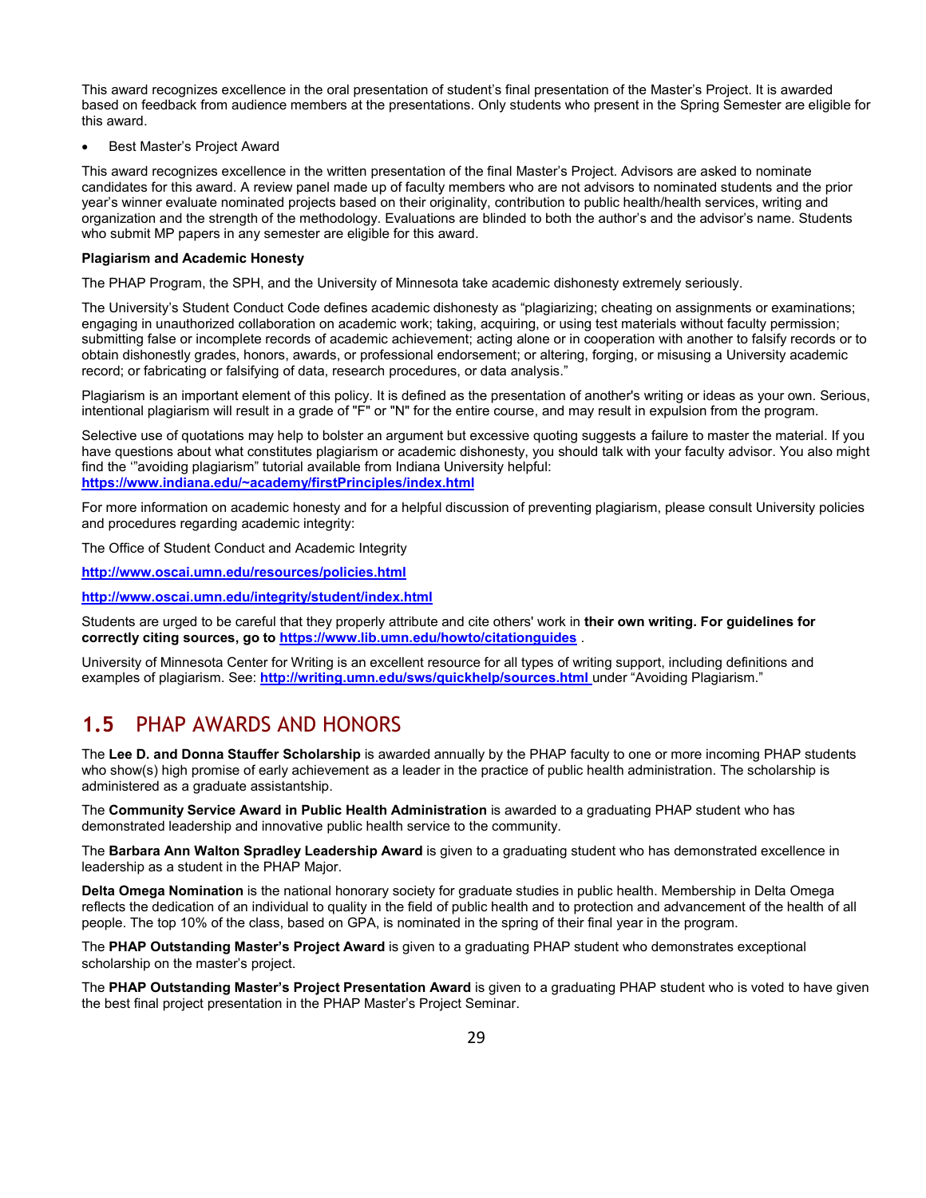This award recognizes excellence in the oral presentation of student's final presentation of the Master's Project. It is awarded based on feedback from audience members at the presentations. Only students who present in the Spring Semester are eligible for this award.

- Best Master's Project Award

This award recognizes excellence in the written presentation of the final Master's Project. Advisors are asked to nominate candidates for this award. A review panel made up of faculty members who are not advisors to nominated students and the prior year's winner evaluate nominated projects based on their originality, contribution to public health/health services, writing and organization and the strength of the methodology. Evaluations are blinded to both the author's and the advisor's name. Students who submit MP papers in any semester are eligible for this award.

**Plagiarism and Academic Honesty**

The PHAP Program, the SPH, and the University of Minnesota take academic dishonesty extremely seriously.

The University's Student Conduct Code defines academic dishonesty as "plagiarizing; cheating on assignments or examinations; engaging in unauthorized collaboration on academic work; taking, acquiring, or using test materials without faculty permission; submitting false or incomplete records of academic achievement; acting alone or in cooperation with another to falsify records or to obtain dishonestly grades, honors, awards, or professional endorsement; or altering, forging, or misusing a University academic record; or fabricating or falsifying of data, research procedures, or data analysis."

Plagiarism is an important element of this policy. It is defined as the presentation of another's writing or ideas as your own. Serious, intentional plagiarism will result in a grade of "F" or "N" for the entire course, and may result in expulsion from the program.

Selective use of quotations may help to bolster an argument but excessive quoting suggests a failure to master the material. If you have questions about what constitutes plagiarism or academic dishonesty, you should talk with your faculty advisor. You also might find the '"avoiding plagiarism" tutorial available from Indiana University helpful:
**https://www.indiana.edu/~academy/firstPrinciples/index.html**

For more information on academic honesty and for a helpful discussion of preventing plagiarism, please consult University policies and procedures regarding academic integrity:

The Office of Student Conduct and Academic Integrity

**http://www.oscai.umn.edu/resources/policies.html**

**http://www.oscai.umn.edu/integrity/student/index.html**

Students are urged to be careful that they properly attribute and cite others' work in **their own writing. For guidelines for correctly citing sources, go to https://www.lib.umn.edu/howto/citationguides** .

University of Minnesota Center for Writing is an excellent resource for all types of writing support, including definitions and examples of plagiarism. See: **http://writing.umn.edu/sws/quickhelp/sources.html** under "Avoiding Plagiarism."

## 1.5 PHAP AWARDS AND HONORS

The **Lee D. and Donna Stauffer Scholarship** is awarded annually by the PHAP faculty to one or more incoming PHAP students who show(s) high promise of early achievement as a leader in the practice of public health administration. The scholarship is administered as a graduate assistantship.

The **Community Service Award in Public Health Administration** is awarded to a graduating PHAP student who has demonstrated leadership and innovative public health service to the community.

The **Barbara Ann Walton Spradley Leadership Award** is given to a graduating student who has demonstrated excellence in leadership as a student in the PHAP Major.

**Delta Omega Nomination** is the national honorary society for graduate studies in public health. Membership in Delta Omega reflects the dedication of an individual to quality in the field of public health and to protection and advancement of the health of all people. The top 10% of the class, based on GPA, is nominated in the spring of their final year in the program.

The **PHAP Outstanding Master's Project Award** is given to a graduating PHAP student who demonstrates exceptional scholarship on the master's project.

The **PHAP Outstanding Master's Project Presentation Award** is given to a graduating PHAP student who is voted to have given the best final project presentation in the PHAP Master's Project Seminar.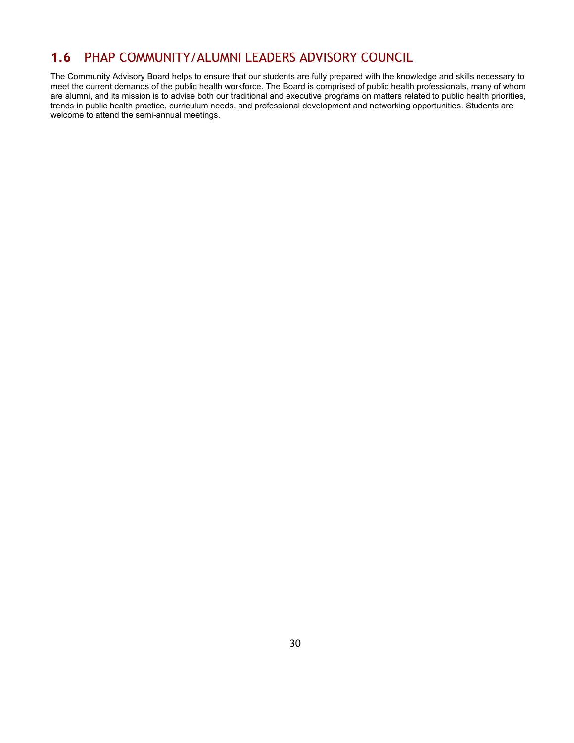## 1.6 PHAP COMMUNITY/ALUMNI LEADERS ADVISORY COUNCIL

The Community Advisory Board helps to ensure that our students are fully prepared with the knowledge and skills necessary to meet the current demands of the public health workforce. The Board is comprised of public health professionals, many of whom are alumni, and its mission is to advise both our traditional and executive programs on matters related to public health priorities, trends in public health practice, curriculum needs, and professional development and networking opportunities. Students are welcome to attend the semi-annual meetings.